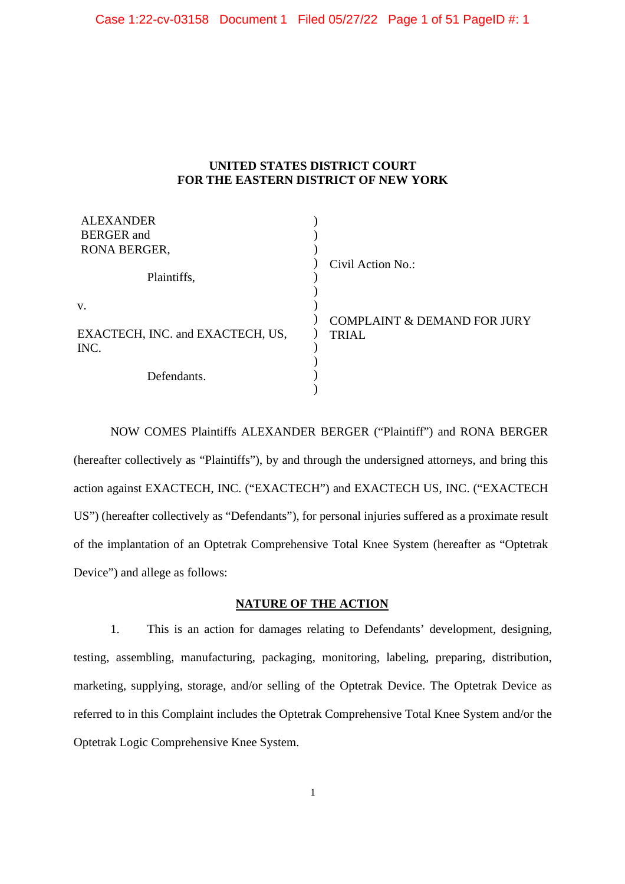# UNITED STATES DISTRICT COURT
# FOR THE EASTERN DISTRICT OF NEW YORK

| | | |
|---|---|---|
| ALEXANDER BERGER and RONA BERGER, | ) | Civil Action No.: |
| Plaintiffs, | ) | |
| v. | ) | COMPLAINT & DEMAND FOR JURY TRIAL |
| EXACTECH, INC. and EXACTECH, US, INC. | ) | |
| Defendants. | ) | |

NOW COMES Plaintiffs ALEXANDER BERGER ("Plaintiff") and RONA BERGER (hereafter collectively as "Plaintiffs"), by and through the undersigned attorneys, and bring this action against EXACTECH, INC. ("EXACTECH") and EXACTECH US, INC. ("EXACTECH US") (hereafter collectively as "Defendants"), for personal injuries suffered as a proximate result of the implantation of an Optetrak Comprehensive Total Knee System (hereafter as "Optetrak Device") and allege as follows:

## NATURE OF THE ACTION

1. This is an action for damages relating to Defendants' development, designing, testing, assembling, manufacturing, packaging, monitoring, labeling, preparing, distribution, marketing, supplying, storage, and/or selling of the Optetrak Device. The Optetrak Device as referred to in this Complaint includes the Optetrak Comprehensive Total Knee System and/or the Optetrak Logic Comprehensive Knee System.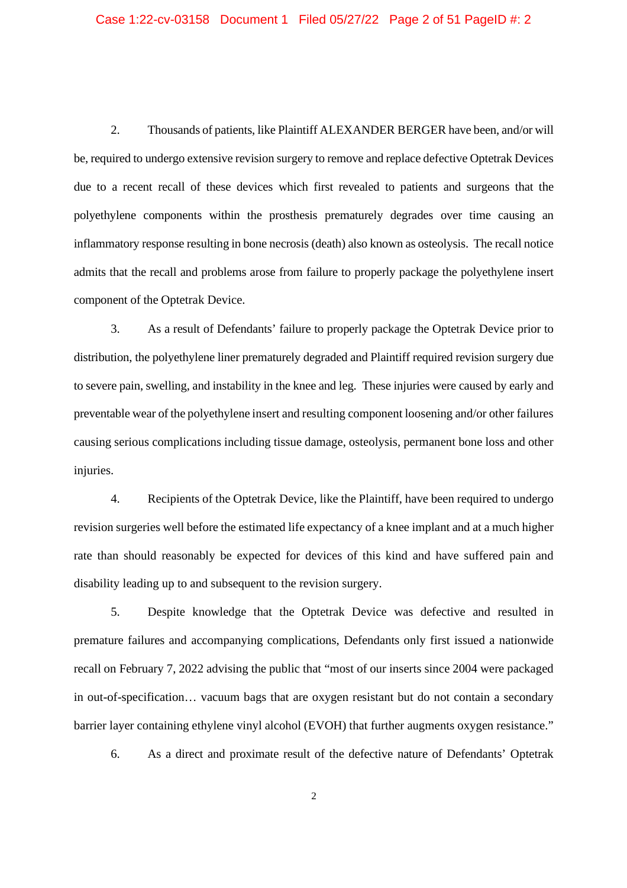2. Thousands of patients, like Plaintiff ALEXANDER BERGER have been, and/or will be, required to undergo extensive revision surgery to remove and replace defective Optetrak Devices due to a recent recall of these devices which first revealed to patients and surgeons that the polyethylene components within the prosthesis prematurely degrades over time causing an inflammatory response resulting in bone necrosis (death) also known as osteolysis. The recall notice admits that the recall and problems arose from failure to properly package the polyethylene insert component of the Optetrak Device.

3. As a result of Defendants' failure to properly package the Optetrak Device prior to distribution, the polyethylene liner prematurely degraded and Plaintiff required revision surgery due to severe pain, swelling, and instability in the knee and leg. These injuries were caused by early and preventable wear of the polyethylene insert and resulting component loosening and/or other failures causing serious complications including tissue damage, osteolysis, permanent bone loss and other injuries.

4. Recipients of the Optetrak Device, like the Plaintiff, have been required to undergo revision surgeries well before the estimated life expectancy of a knee implant and at a much higher rate than should reasonably be expected for devices of this kind and have suffered pain and disability leading up to and subsequent to the revision surgery.

5. Despite knowledge that the Optetrak Device was defective and resulted in premature failures and accompanying complications, Defendants only first issued a nationwide recall on February 7, 2022 advising the public that "most of our inserts since 2004 were packaged in out-of-specification… vacuum bags that are oxygen resistant but do not contain a secondary barrier layer containing ethylene vinyl alcohol (EVOH) that further augments oxygen resistance."

6. As a direct and proximate result of the defective nature of Defendants' Optetrak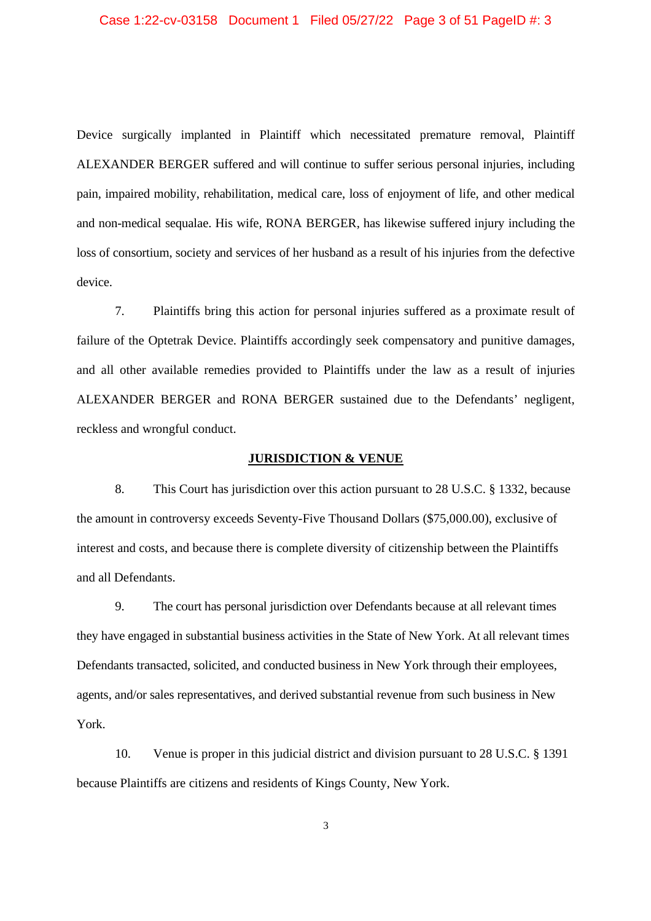Device surgically implanted in Plaintiff which necessitated premature removal, Plaintiff ALEXANDER BERGER suffered and will continue to suffer serious personal injuries, including pain, impaired mobility, rehabilitation, medical care, loss of enjoyment of life, and other medical and non-medical sequalae. His wife, RONA BERGER, has likewise suffered injury including the loss of consortium, society and services of her husband as a result of his injuries from the defective device.

7. Plaintiffs bring this action for personal injuries suffered as a proximate result of failure of the Optetrak Device. Plaintiffs accordingly seek compensatory and punitive damages, and all other available remedies provided to Plaintiffs under the law as a result of injuries ALEXANDER BERGER and RONA BERGER sustained due to the Defendants' negligent, reckless and wrongful conduct.

## JURISDICTION & VENUE

8. This Court has jurisdiction over this action pursuant to 28 U.S.C. § 1332, because the amount in controversy exceeds Seventy-Five Thousand Dollars ($75,000.00), exclusive of interest and costs, and because there is complete diversity of citizenship between the Plaintiffs and all Defendants.

9. The court has personal jurisdiction over Defendants because at all relevant times they have engaged in substantial business activities in the State of New York. At all relevant times Defendants transacted, solicited, and conducted business in New York through their employees, agents, and/or sales representatives, and derived substantial revenue from such business in New York.

10. Venue is proper in this judicial district and division pursuant to 28 U.S.C. § 1391 because Plaintiffs are citizens and residents of Kings County, New York.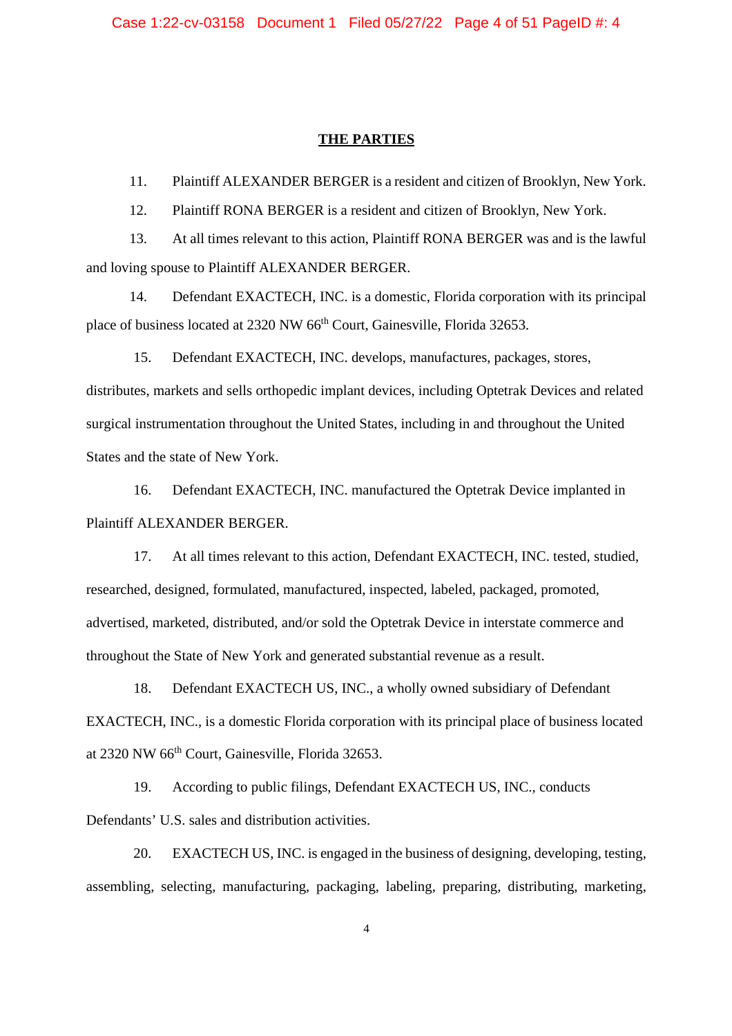## THE PARTIES

11. Plaintiff ALEXANDER BERGER is a resident and citizen of Brooklyn, New York.

12. Plaintiff RONA BERGER is a resident and citizen of Brooklyn, New York.

13. At all times relevant to this action, Plaintiff RONA BERGER was and is the lawful and loving spouse to Plaintiff ALEXANDER BERGER.

14. Defendant EXACTECH, INC. is a domestic, Florida corporation with its principal place of business located at 2320 NW 66th Court, Gainesville, Florida 32653.

15. Defendant EXACTECH, INC. develops, manufactures, packages, stores, distributes, markets and sells orthopedic implant devices, including Optetrak Devices and related surgical instrumentation throughout the United States, including in and throughout the United States and the state of New York.

16. Defendant EXACTECH, INC. manufactured the Optetrak Device implanted in Plaintiff ALEXANDER BERGER.

17. At all times relevant to this action, Defendant EXACTECH, INC. tested, studied, researched, designed, formulated, manufactured, inspected, labeled, packaged, promoted, advertised, marketed, distributed, and/or sold the Optetrak Device in interstate commerce and throughout the State of New York and generated substantial revenue as a result.

18. Defendant EXACTECH US, INC., a wholly owned subsidiary of Defendant EXACTECH, INC., is a domestic Florida corporation with its principal place of business located at 2320 NW 66th Court, Gainesville, Florida 32653.

19. According to public filings, Defendant EXACTECH US, INC., conducts Defendants' U.S. sales and distribution activities.

20. EXACTECH US, INC. is engaged in the business of designing, developing, testing, assembling, selecting, manufacturing, packaging, labeling, preparing, distributing, marketing,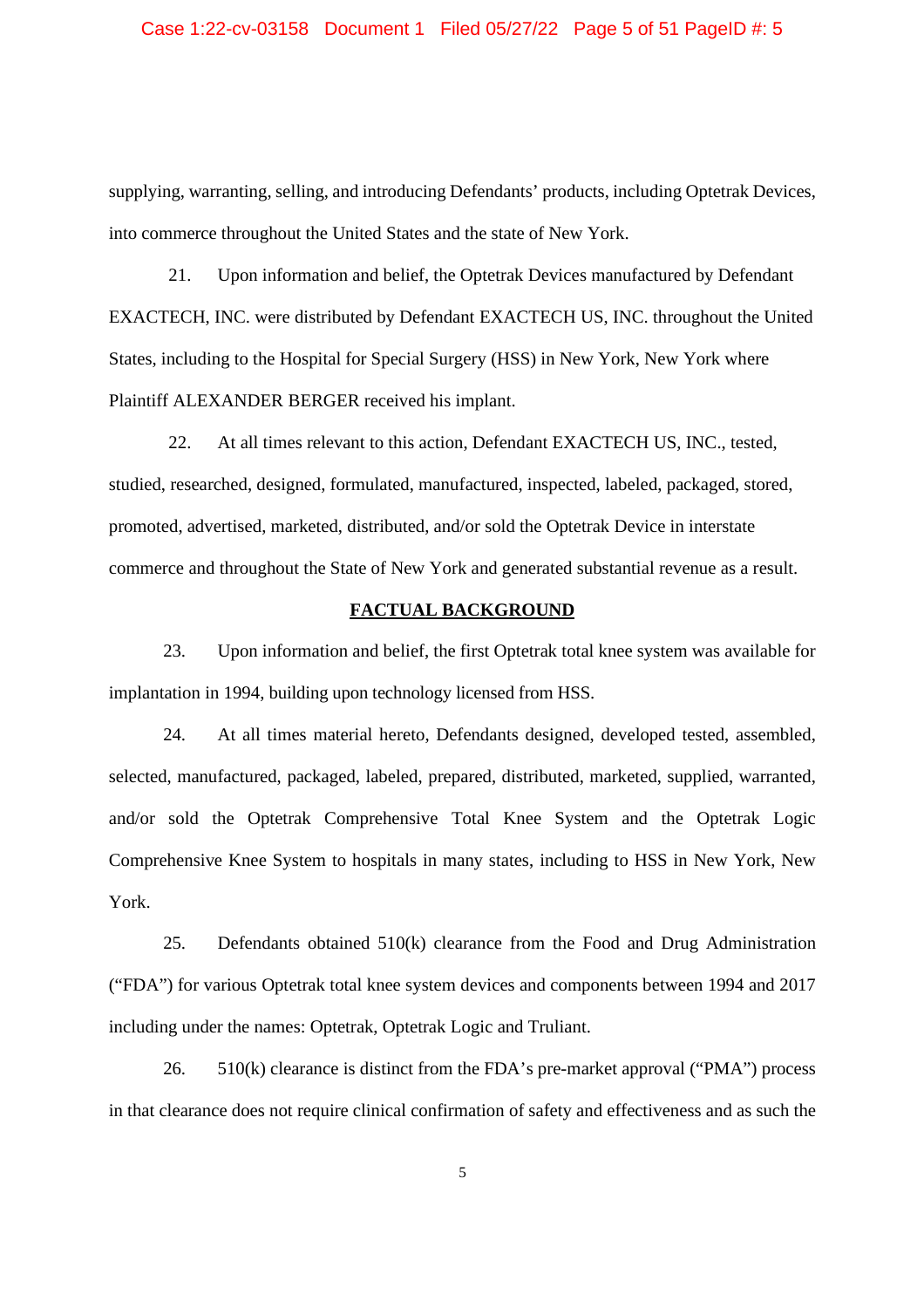supplying, warranting, selling, and introducing Defendants' products, including Optetrak Devices, into commerce throughout the United States and the state of New York.

21. Upon information and belief, the Optetrak Devices manufactured by Defendant EXACTECH, INC. were distributed by Defendant EXACTECH US, INC. throughout the United States, including to the Hospital for Special Surgery (HSS) in New York, New York where Plaintiff ALEXANDER BERGER received his implant.

22. At all times relevant to this action, Defendant EXACTECH US, INC., tested, studied, researched, designed, formulated, manufactured, inspected, labeled, packaged, stored, promoted, advertised, marketed, distributed, and/or sold the Optetrak Device in interstate commerce and throughout the State of New York and generated substantial revenue as a result.

## FACTUAL BACKGROUND

23. Upon information and belief, the first Optetrak total knee system was available for implantation in 1994, building upon technology licensed from HSS.

24. At all times material hereto, Defendants designed, developed tested, assembled, selected, manufactured, packaged, labeled, prepared, distributed, marketed, supplied, warranted, and/or sold the Optetrak Comprehensive Total Knee System and the Optetrak Logic Comprehensive Knee System to hospitals in many states, including to HSS in New York, New York.

25. Defendants obtained 510(k) clearance from the Food and Drug Administration ("FDA") for various Optetrak total knee system devices and components between 1994 and 2017 including under the names: Optetrak, Optetrak Logic and Truliant.

26. 510(k) clearance is distinct from the FDA's pre-market approval ("PMA") process in that clearance does not require clinical confirmation of safety and effectiveness and as such the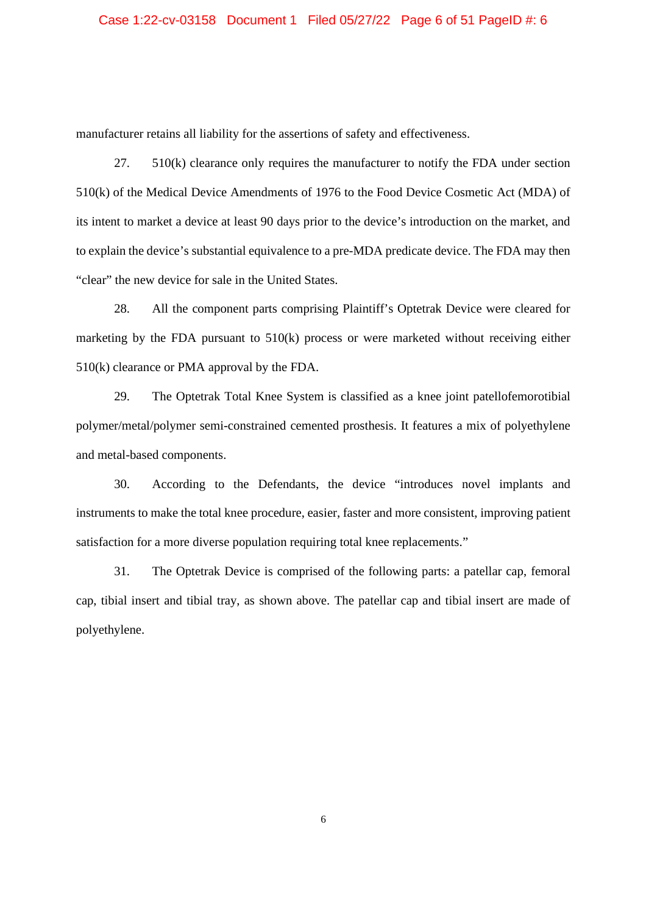manufacturer retains all liability for the assertions of safety and effectiveness.

27. 510(k) clearance only requires the manufacturer to notify the FDA under section 510(k) of the Medical Device Amendments of 1976 to the Food Device Cosmetic Act (MDA) of its intent to market a device at least 90 days prior to the device's introduction on the market, and to explain the device's substantial equivalence to a pre-MDA predicate device. The FDA may then "clear" the new device for sale in the United States.

28. All the component parts comprising Plaintiff's Optetrak Device were cleared for marketing by the FDA pursuant to 510(k) process or were marketed without receiving either 510(k) clearance or PMA approval by the FDA.

29. The Optetrak Total Knee System is classified as a knee joint patellofemorotibial polymer/metal/polymer semi-constrained cemented prosthesis. It features a mix of polyethylene and metal-based components.

30. According to the Defendants, the device "introduces novel implants and instruments to make the total knee procedure, easier, faster and more consistent, improving patient satisfaction for a more diverse population requiring total knee replacements."

31. The Optetrak Device is comprised of the following parts: a patellar cap, femoral cap, tibial insert and tibial tray, as shown above. The patellar cap and tibial insert are made of polyethylene.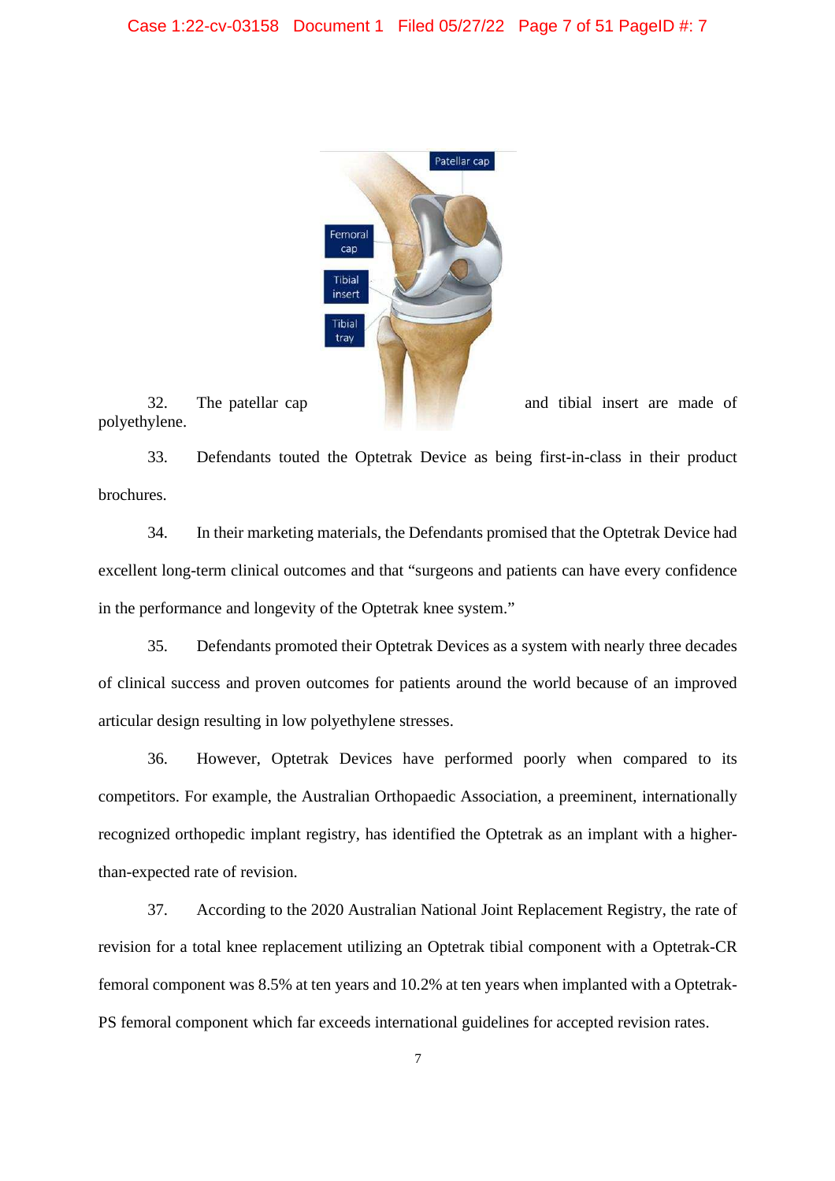32. The patellar cap and tibial insert are made of polyethylene.

33. Defendants touted the Optetrak Device as being first-in-class in their product brochures.

34. In their marketing materials, the Defendants promised that the Optetrak Device had excellent long-term clinical outcomes and that "surgeons and patients can have every confidence in the performance and longevity of the Optetrak knee system."

35. Defendants promoted their Optetrak Devices as a system with nearly three decades of clinical success and proven outcomes for patients around the world because of an improved articular design resulting in low polyethylene stresses.

36. However, Optetrak Devices have performed poorly when compared to its competitors. For example, the Australian Orthopaedic Association, a preeminent, internationally recognized orthopedic implant registry, has identified the Optetrak as an implant with a higher-than-expected rate of revision.

37. According to the 2020 Australian National Joint Replacement Registry, the rate of revision for a total knee replacement utilizing an Optetrak tibial component with a Optetrak-CR femoral component was 8.5% at ten years and 10.2% at ten years when implanted with a Optetrak-PS femoral component which far exceeds international guidelines for accepted revision rates.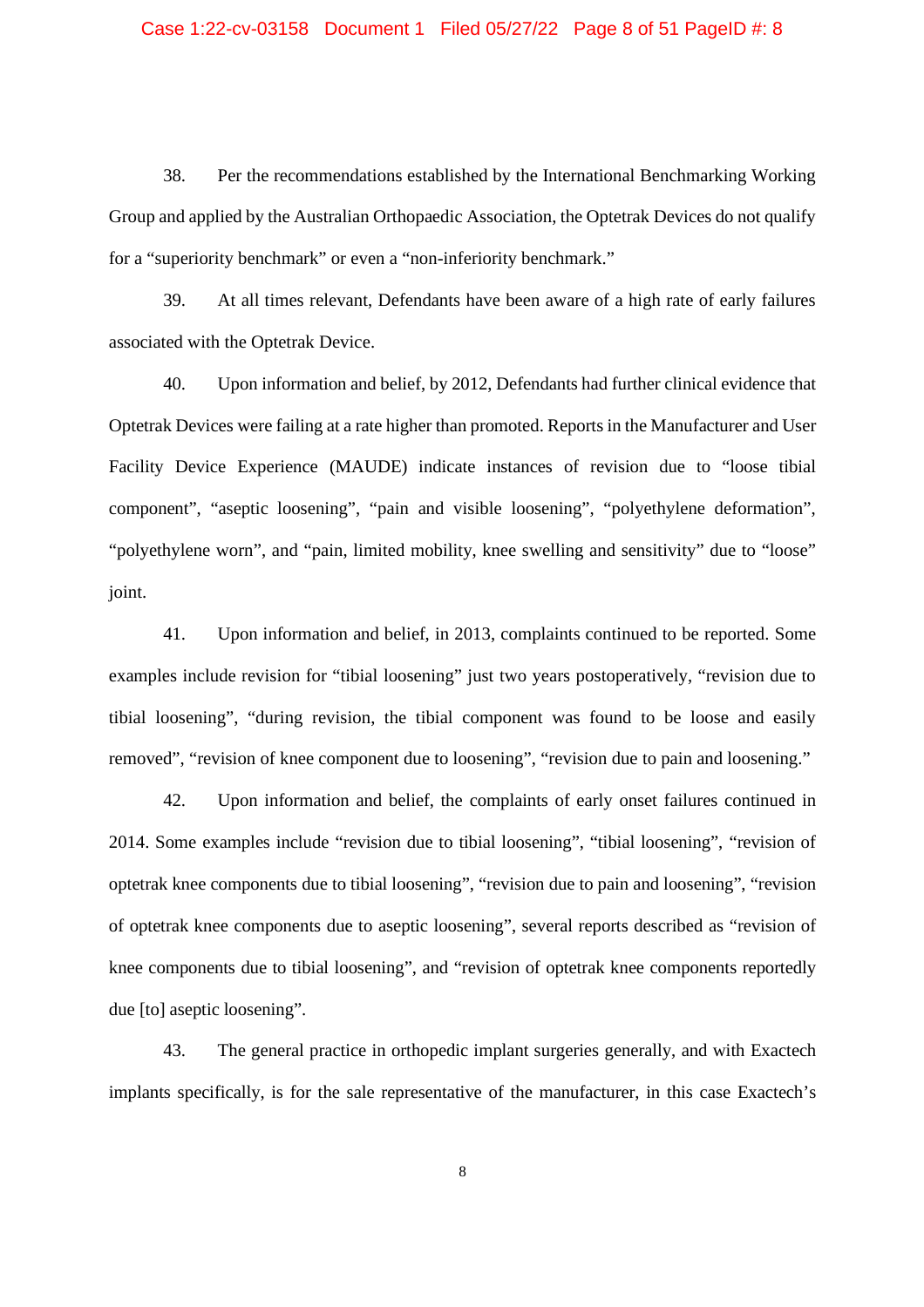38. Per the recommendations established by the International Benchmarking Working Group and applied by the Australian Orthopaedic Association, the Optetrak Devices do not qualify for a "superiority benchmark" or even a "non-inferiority benchmark."

39. At all times relevant, Defendants have been aware of a high rate of early failures associated with the Optetrak Device.

40. Upon information and belief, by 2012, Defendants had further clinical evidence that Optetrak Devices were failing at a rate higher than promoted. Reports in the Manufacturer and User Facility Device Experience (MAUDE) indicate instances of revision due to "loose tibial component", "aseptic loosening", "pain and visible loosening", "polyethylene deformation", "polyethylene worn", and "pain, limited mobility, knee swelling and sensitivity" due to "loose" joint.

41. Upon information and belief, in 2013, complaints continued to be reported. Some examples include revision for "tibial loosening" just two years postoperatively, "revision due to tibial loosening", "during revision, the tibial component was found to be loose and easily removed", "revision of knee component due to loosening", "revision due to pain and loosening."

42. Upon information and belief, the complaints of early onset failures continued in 2014. Some examples include "revision due to tibial loosening", "tibial loosening", "revision of optetrak knee components due to tibial loosening", "revision due to pain and loosening", "revision of optetrak knee components due to aseptic loosening", several reports described as "revision of knee components due to tibial loosening", and "revision of optetrak knee components reportedly due [to] aseptic loosening".

43. The general practice in orthopedic implant surgeries generally, and with Exactech implants specifically, is for the sale representative of the manufacturer, in this case Exactech's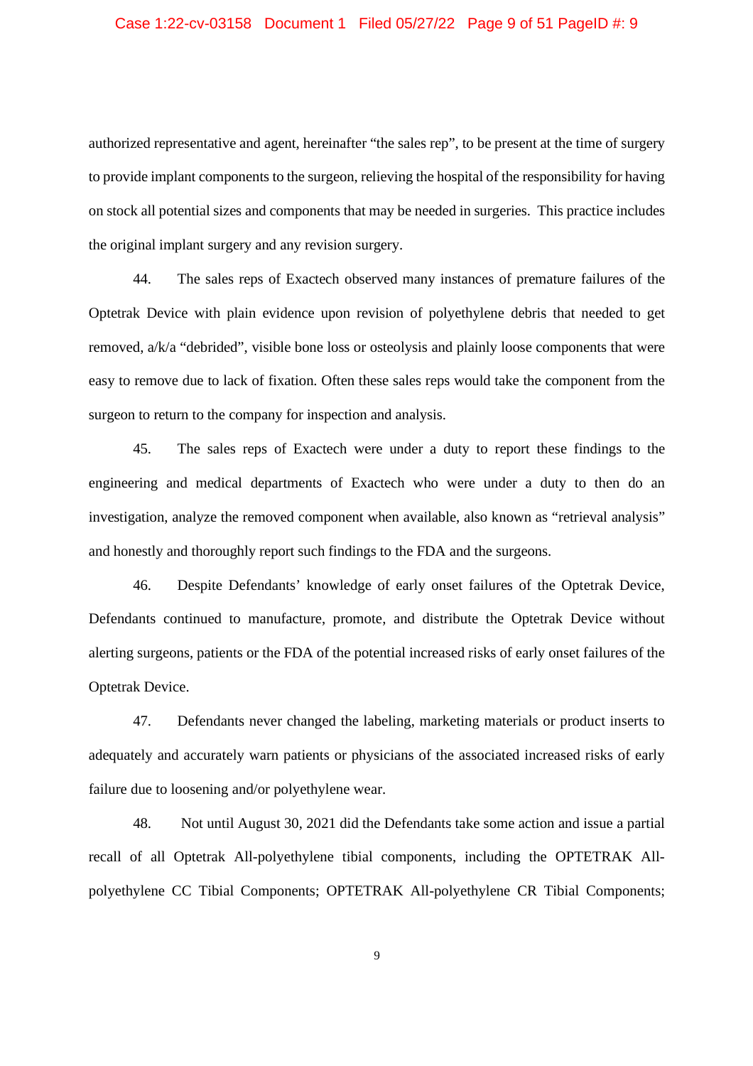authorized representative and agent, hereinafter "the sales rep", to be present at the time of surgery to provide implant components to the surgeon, relieving the hospital of the responsibility for having on stock all potential sizes and components that may be needed in surgeries. This practice includes the original implant surgery and any revision surgery.

44. The sales reps of Exactech observed many instances of premature failures of the Optetrak Device with plain evidence upon revision of polyethylene debris that needed to get removed, a/k/a "debrided", visible bone loss or osteolysis and plainly loose components that were easy to remove due to lack of fixation. Often these sales reps would take the component from the surgeon to return to the company for inspection and analysis.

45. The sales reps of Exactech were under a duty to report these findings to the engineering and medical departments of Exactech who were under a duty to then do an investigation, analyze the removed component when available, also known as "retrieval analysis" and honestly and thoroughly report such findings to the FDA and the surgeons.

46. Despite Defendants' knowledge of early onset failures of the Optetrak Device, Defendants continued to manufacture, promote, and distribute the Optetrak Device without alerting surgeons, patients or the FDA of the potential increased risks of early onset failures of the Optetrak Device.

47. Defendants never changed the labeling, marketing materials or product inserts to adequately and accurately warn patients or physicians of the associated increased risks of early failure due to loosening and/or polyethylene wear.

48. Not until August 30, 2021 did the Defendants take some action and issue a partial recall of all Optetrak All-polyethylene tibial components, including the OPTETRAK All-polyethylene CC Tibial Components; OPTETRAK All-polyethylene CR Tibial Components;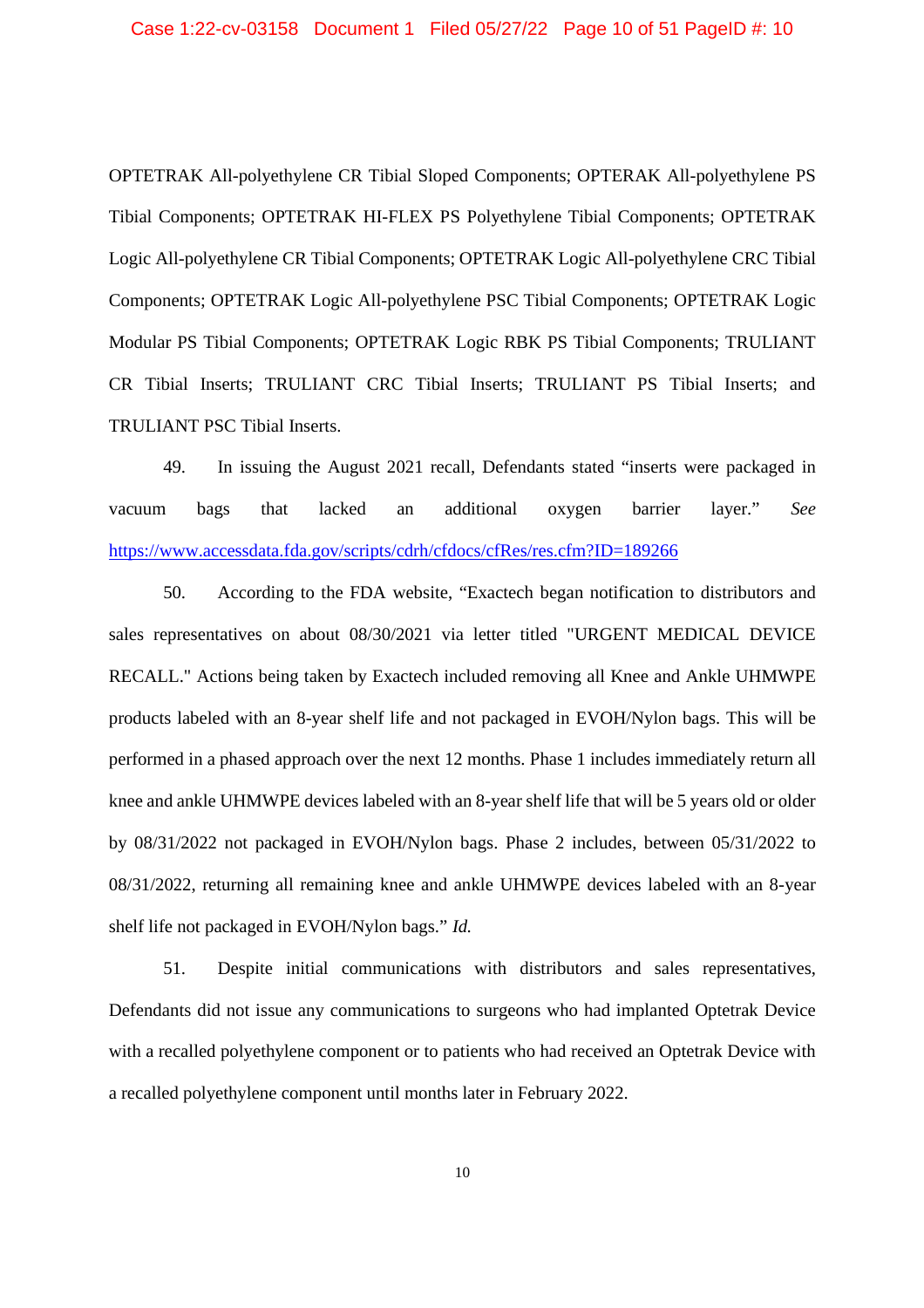OPTETRAK All-polyethylene CR Tibial Sloped Components; OPTERAK All-polyethylene PS Tibial Components; OPTETRAK HI-FLEX PS Polyethylene Tibial Components; OPTETRAK Logic All-polyethylene CR Tibial Components; OPTETRAK Logic All-polyethylene CRC Tibial Components; OPTETRAK Logic All-polyethylene PSC Tibial Components; OPTETRAK Logic Modular PS Tibial Components; OPTETRAK Logic RBK PS Tibial Components; TRULIANT CR Tibial Inserts; TRULIANT CRC Tibial Inserts; TRULIANT PS Tibial Inserts; and TRULIANT PSC Tibial Inserts.

49. In issuing the August 2021 recall, Defendants stated "inserts were packaged in vacuum bags that lacked an additional oxygen barrier layer." *See* https://www.accessdata.fda.gov/scripts/cdrh/cfdocs/cfRes/res.cfm?ID=189266

50. According to the FDA website, "Exactech began notification to distributors and sales representatives on about 08/30/2021 via letter titled "URGENT MEDICAL DEVICE RECALL." Actions being taken by Exactech included removing all Knee and Ankle UHMWPE products labeled with an 8-year shelf life and not packaged in EVOH/Nylon bags. This will be performed in a phased approach over the next 12 months. Phase 1 includes immediately return all knee and ankle UHMWPE devices labeled with an 8-year shelf life that will be 5 years old or older by 08/31/2022 not packaged in EVOH/Nylon bags. Phase 2 includes, between 05/31/2022 to 08/31/2022, returning all remaining knee and ankle UHMWPE devices labeled with an 8-year shelf life not packaged in EVOH/Nylon bags." *Id.*

51. Despite initial communications with distributors and sales representatives, Defendants did not issue any communications to surgeons who had implanted Optetrak Device with a recalled polyethylene component or to patients who had received an Optetrak Device with a recalled polyethylene component until months later in February 2022.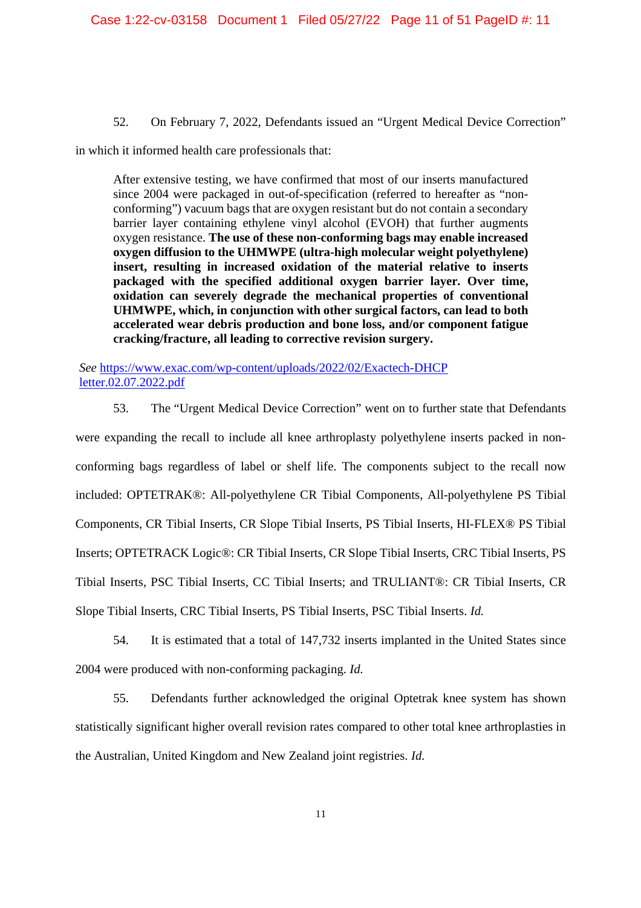52. On February 7, 2022, Defendants issued an "Urgent Medical Device Correction" in which it informed health care professionals that:

> After extensive testing, we have confirmed that most of our inserts manufactured since 2004 were packaged in out-of-specification (referred to hereafter as "non-conforming") vacuum bags that are oxygen resistant but do not contain a secondary barrier layer containing ethylene vinyl alcohol (EVOH) that further augments oxygen resistance. **The use of these non-conforming bags may enable increased oxygen diffusion to the UHMWPE (ultra-high molecular weight polyethylene) insert, resulting in increased oxidation of the material relative to inserts packaged with the specified additional oxygen barrier layer. Over time, oxidation can severely degrade the mechanical properties of conventional UHMWPE, which, in conjunction with other surgical factors, can lead to both accelerated wear debris production and bone loss, and/or component fatigue cracking/fracture, all leading to corrective revision surgery.**

*See* https://www.exac.com/wp-content/uploads/2022/02/Exactech-DHCP letter.02.07.2022.pdf

53. The "Urgent Medical Device Correction" went on to further state that Defendants were expanding the recall to include all knee arthroplasty polyethylene inserts packed in non-conforming bags regardless of label or shelf life. The components subject to the recall now included: OPTETRAK®: All-polyethylene CR Tibial Components, All-polyethylene PS Tibial Components, CR Tibial Inserts, CR Slope Tibial Inserts, PS Tibial Inserts, HI-FLEX® PS Tibial Inserts; OPTETRACK Logic®: CR Tibial Inserts, CR Slope Tibial Inserts, CRC Tibial Inserts, PS Tibial Inserts, PSC Tibial Inserts, CC Tibial Inserts; and TRULIANT®: CR Tibial Inserts, CR Slope Tibial Inserts, CRC Tibial Inserts, PS Tibial Inserts, PSC Tibial Inserts. *Id.*

54. It is estimated that a total of 147,732 inserts implanted in the United States since 2004 were produced with non-conforming packaging. *Id.*

55. Defendants further acknowledged the original Optetrak knee system has shown statistically significant higher overall revision rates compared to other total knee arthroplasties in the Australian, United Kingdom and New Zealand joint registries. *Id.*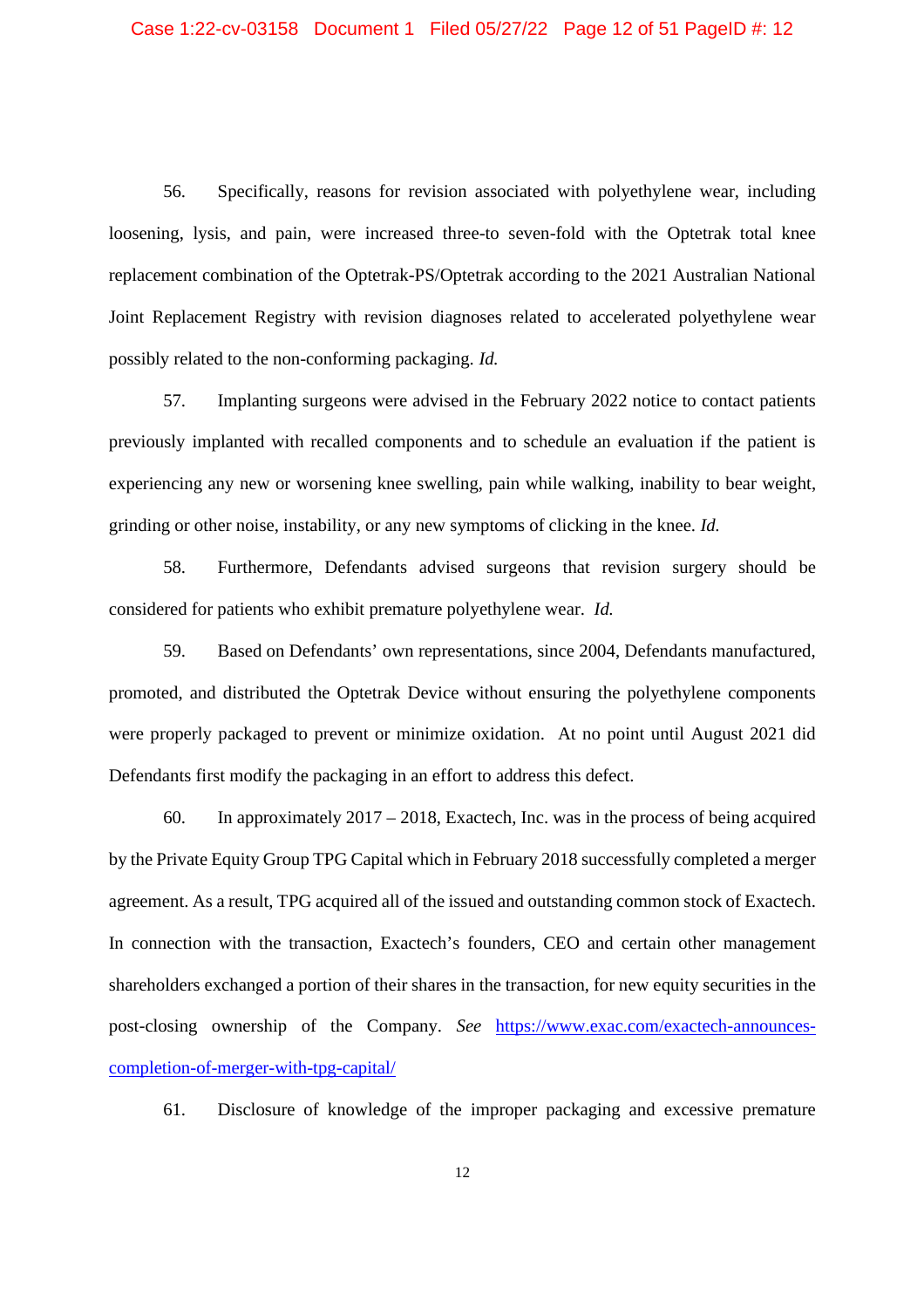56. Specifically, reasons for revision associated with polyethylene wear, including loosening, lysis, and pain, were increased three-to seven-fold with the Optetrak total knee replacement combination of the Optetrak-PS/Optetrak according to the 2021 Australian National Joint Replacement Registry with revision diagnoses related to accelerated polyethylene wear possibly related to the non-conforming packaging. *Id.*

57. Implanting surgeons were advised in the February 2022 notice to contact patients previously implanted with recalled components and to schedule an evaluation if the patient is experiencing any new or worsening knee swelling, pain while walking, inability to bear weight, grinding or other noise, instability, or any new symptoms of clicking in the knee. *Id.*

58. Furthermore, Defendants advised surgeons that revision surgery should be considered for patients who exhibit premature polyethylene wear. *Id.*

59. Based on Defendants' own representations, since 2004, Defendants manufactured, promoted, and distributed the Optetrak Device without ensuring the polyethylene components were properly packaged to prevent or minimize oxidation. At no point until August 2021 did Defendants first modify the packaging in an effort to address this defect.

60. In approximately 2017 – 2018, Exactech, Inc. was in the process of being acquired by the Private Equity Group TPG Capital which in February 2018 successfully completed a merger agreement. As a result, TPG acquired all of the issued and outstanding common stock of Exactech. In connection with the transaction, Exactech's founders, CEO and certain other management shareholders exchanged a portion of their shares in the transaction, for new equity securities in the post-closing ownership of the Company. *See* [https://www.exac.com/exactech-announces-completion-of-merger-with-tpg-capital/](https://www.exac.com/exactech-announces-completion-of-merger-with-tpg-capital/)

61. Disclosure of knowledge of the improper packaging and excessive premature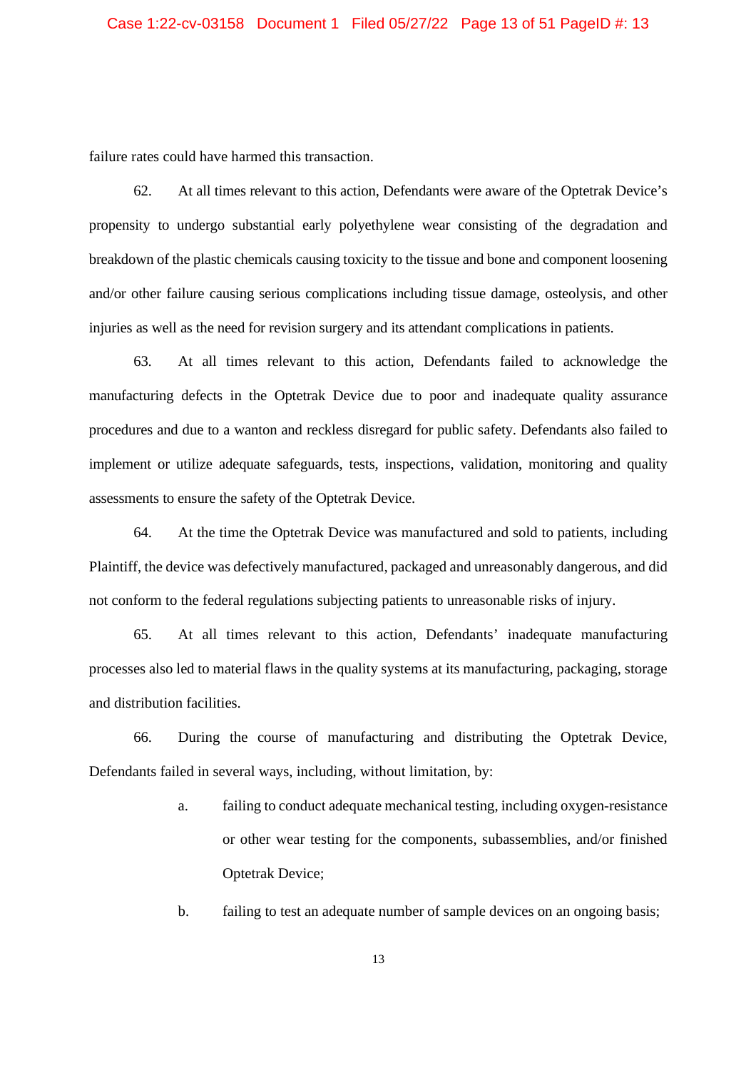failure rates could have harmed this transaction.

62. At all times relevant to this action, Defendants were aware of the Optetrak Device's propensity to undergo substantial early polyethylene wear consisting of the degradation and breakdown of the plastic chemicals causing toxicity to the tissue and bone and component loosening and/or other failure causing serious complications including tissue damage, osteolysis, and other injuries as well as the need for revision surgery and its attendant complications in patients.

63. At all times relevant to this action, Defendants failed to acknowledge the manufacturing defects in the Optetrak Device due to poor and inadequate quality assurance procedures and due to a wanton and reckless disregard for public safety. Defendants also failed to implement or utilize adequate safeguards, tests, inspections, validation, monitoring and quality assessments to ensure the safety of the Optetrak Device.

64. At the time the Optetrak Device was manufactured and sold to patients, including Plaintiff, the device was defectively manufactured, packaged and unreasonably dangerous, and did not conform to the federal regulations subjecting patients to unreasonable risks of injury.

65. At all times relevant to this action, Defendants' inadequate manufacturing processes also led to material flaws in the quality systems at its manufacturing, packaging, storage and distribution facilities.

66. During the course of manufacturing and distributing the Optetrak Device, Defendants failed in several ways, including, without limitation, by:

a. failing to conduct adequate mechanical testing, including oxygen-resistance or other wear testing for the components, subassemblies, and/or finished Optetrak Device;

b. failing to test an adequate number of sample devices on an ongoing basis;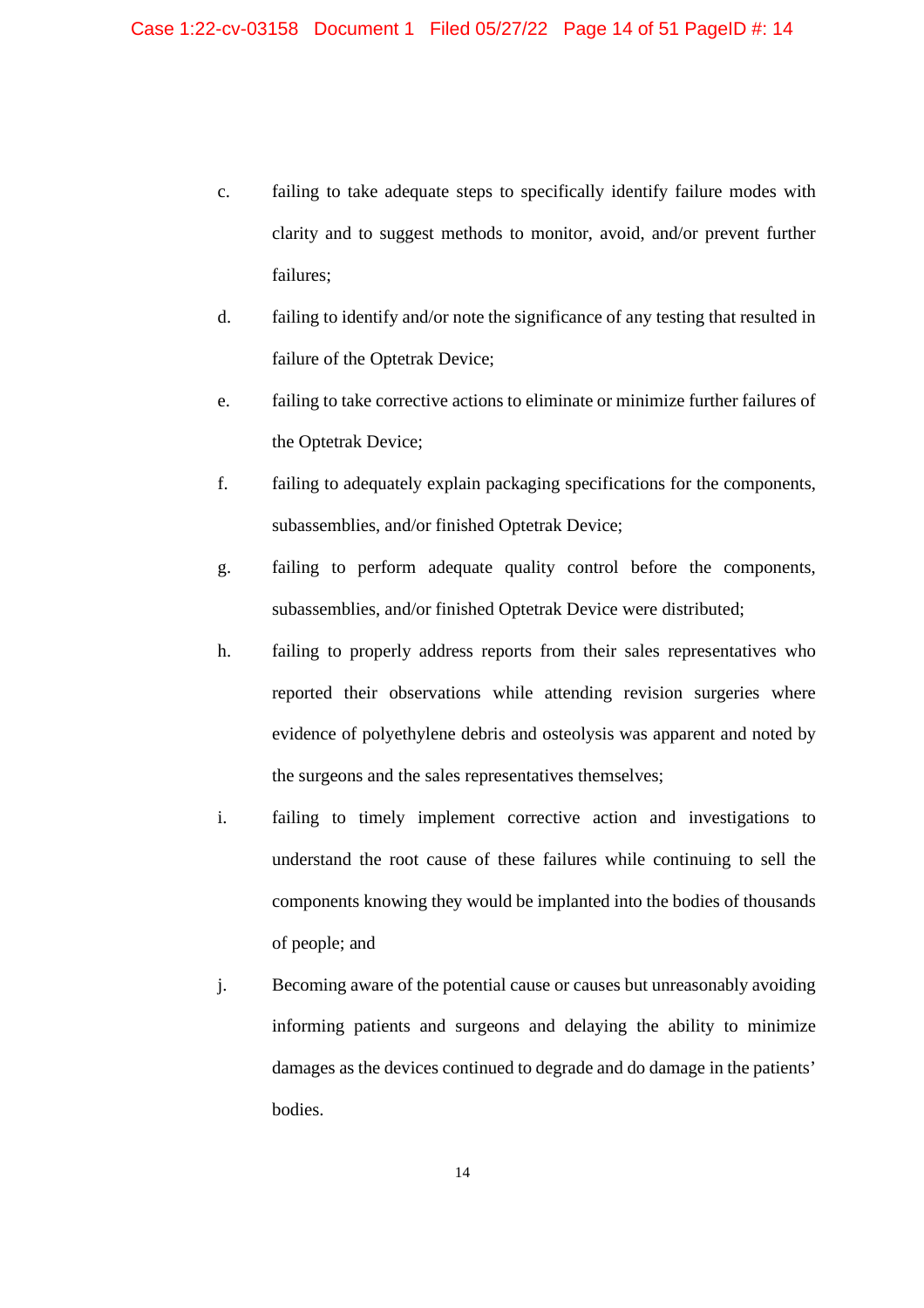c. failing to take adequate steps to specifically identify failure modes with clarity and to suggest methods to monitor, avoid, and/or prevent further failures;

d. failing to identify and/or note the significance of any testing that resulted in failure of the Optetrak Device;

e. failing to take corrective actions to eliminate or minimize further failures of the Optetrak Device;

f. failing to adequately explain packaging specifications for the components, subassemblies, and/or finished Optetrak Device;

g. failing to perform adequate quality control before the components, subassemblies, and/or finished Optetrak Device were distributed;

h. failing to properly address reports from their sales representatives who reported their observations while attending revision surgeries where evidence of polyethylene debris and osteolysis was apparent and noted by the surgeons and the sales representatives themselves;

i. failing to timely implement corrective action and investigations to understand the root cause of these failures while continuing to sell the components knowing they would be implanted into the bodies of thousands of people; and

j. Becoming aware of the potential cause or causes but unreasonably avoiding informing patients and surgeons and delaying the ability to minimize damages as the devices continued to degrade and do damage in the patients' bodies.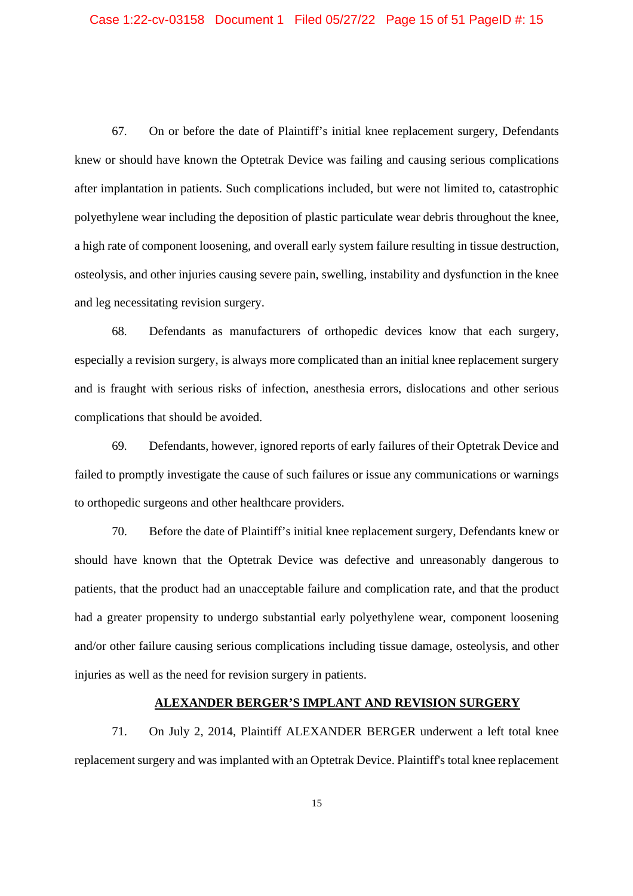67. On or before the date of Plaintiff's initial knee replacement surgery, Defendants knew or should have known the Optetrak Device was failing and causing serious complications after implantation in patients. Such complications included, but were not limited to, catastrophic polyethylene wear including the deposition of plastic particulate wear debris throughout the knee, a high rate of component loosening, and overall early system failure resulting in tissue destruction, osteolysis, and other injuries causing severe pain, swelling, instability and dysfunction in the knee and leg necessitating revision surgery.

68. Defendants as manufacturers of orthopedic devices know that each surgery, especially a revision surgery, is always more complicated than an initial knee replacement surgery and is fraught with serious risks of infection, anesthesia errors, dislocations and other serious complications that should be avoided.

69. Defendants, however, ignored reports of early failures of their Optetrak Device and failed to promptly investigate the cause of such failures or issue any communications or warnings to orthopedic surgeons and other healthcare providers.

70. Before the date of Plaintiff's initial knee replacement surgery, Defendants knew or should have known that the Optetrak Device was defective and unreasonably dangerous to patients, that the product had an unacceptable failure and complication rate, and that the product had a greater propensity to undergo substantial early polyethylene wear, component loosening and/or other failure causing serious complications including tissue damage, osteolysis, and other injuries as well as the need for revision surgery in patients.

**ALEXANDER BERGER'S IMPLANT AND REVISION SURGERY**

71. On July 2, 2014, Plaintiff ALEXANDER BERGER underwent a left total knee replacement surgery and was implanted with an Optetrak Device. Plaintiff's total knee replacement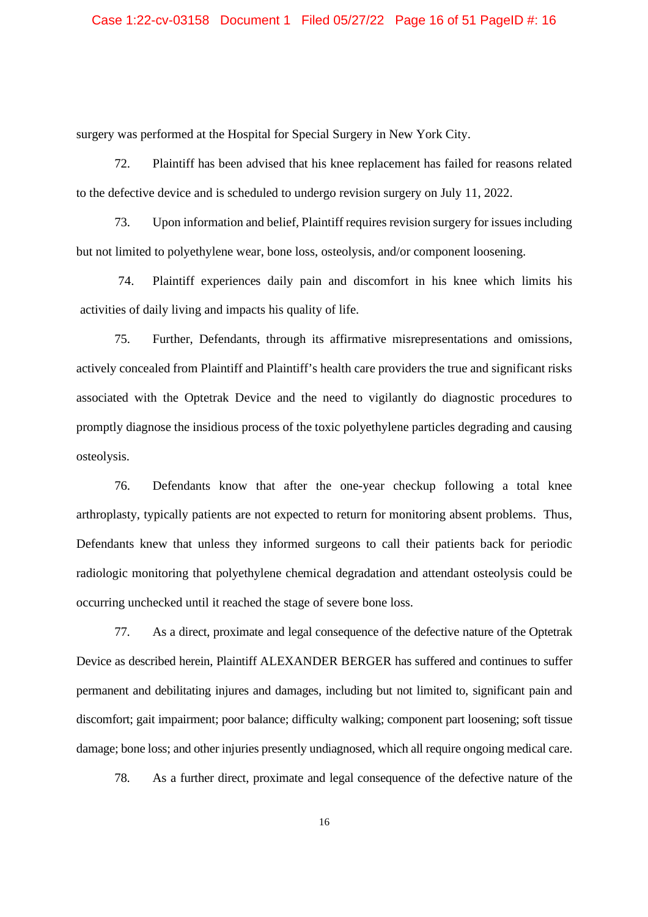surgery was performed at the Hospital for Special Surgery in New York City.

72. Plaintiff has been advised that his knee replacement has failed for reasons related to the defective device and is scheduled to undergo revision surgery on July 11, 2022.

73. Upon information and belief, Plaintiff requires revision surgery for issues including but not limited to polyethylene wear, bone loss, osteolysis, and/or component loosening.

74. Plaintiff experiences daily pain and discomfort in his knee which limits his activities of daily living and impacts his quality of life.

75. Further, Defendants, through its affirmative misrepresentations and omissions, actively concealed from Plaintiff and Plaintiff's health care providers the true and significant risks associated with the Optetrak Device and the need to vigilantly do diagnostic procedures to promptly diagnose the insidious process of the toxic polyethylene particles degrading and causing osteolysis.

76. Defendants know that after the one-year checkup following a total knee arthroplasty, typically patients are not expected to return for monitoring absent problems. Thus, Defendants knew that unless they informed surgeons to call their patients back for periodic radiologic monitoring that polyethylene chemical degradation and attendant osteolysis could be occurring unchecked until it reached the stage of severe bone loss.

77. As a direct, proximate and legal consequence of the defective nature of the Optetrak Device as described herein, Plaintiff ALEXANDER BERGER has suffered and continues to suffer permanent and debilitating injures and damages, including but not limited to, significant pain and discomfort; gait impairment; poor balance; difficulty walking; component part loosening; soft tissue damage; bone loss; and other injuries presently undiagnosed, which all require ongoing medical care.

78. As a further direct, proximate and legal consequence of the defective nature of the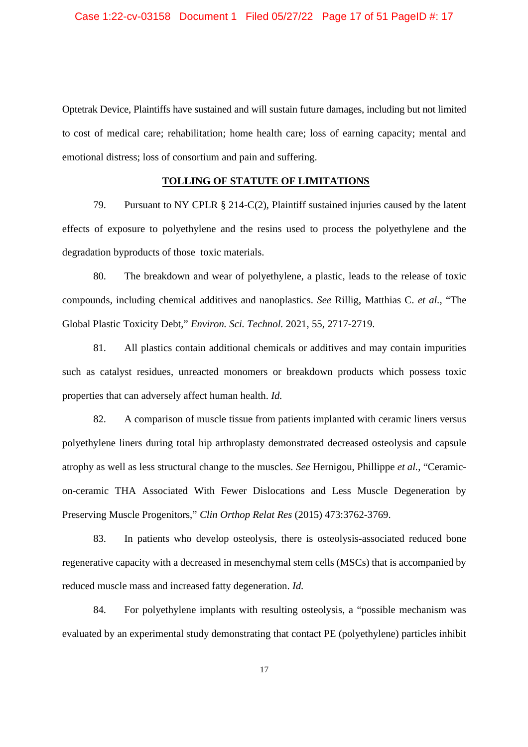Optetrak Device, Plaintiffs have sustained and will sustain future damages, including but not limited to cost of medical care; rehabilitation; home health care; loss of earning capacity; mental and emotional distress; loss of consortium and pain and suffering.

## TOLLING OF STATUTE OF LIMITATIONS

79. Pursuant to NY CPLR § 214-C(2), Plaintiff sustained injuries caused by the latent effects of exposure to polyethylene and the resins used to process the polyethylene and the degradation byproducts of those toxic materials.

80. The breakdown and wear of polyethylene, a plastic, leads to the release of toxic compounds, including chemical additives and nanoplastics. *See* Rillig, Matthias C. *et al*., "The Global Plastic Toxicity Debt," *Environ. Sci. Technol.* 2021, 55, 2717-2719.

81. All plastics contain additional chemicals or additives and may contain impurities such as catalyst residues, unreacted monomers or breakdown products which possess toxic properties that can adversely affect human health. *Id.*

82. A comparison of muscle tissue from patients implanted with ceramic liners versus polyethylene liners during total hip arthroplasty demonstrated decreased osteolysis and capsule atrophy as well as less structural change to the muscles. *See* Hernigou, Phillippe *et al.*, "Ceramic-on-ceramic THA Associated With Fewer Dislocations and Less Muscle Degeneration by Preserving Muscle Progenitors," *Clin Orthop Relat Res* (2015) 473:3762-3769.

83. In patients who develop osteolysis, there is osteolysis-associated reduced bone regenerative capacity with a decreased in mesenchymal stem cells (MSCs) that is accompanied by reduced muscle mass and increased fatty degeneration. *Id.*

84. For polyethylene implants with resulting osteolysis, a "possible mechanism was evaluated by an experimental study demonstrating that contact PE (polyethylene) particles inhibit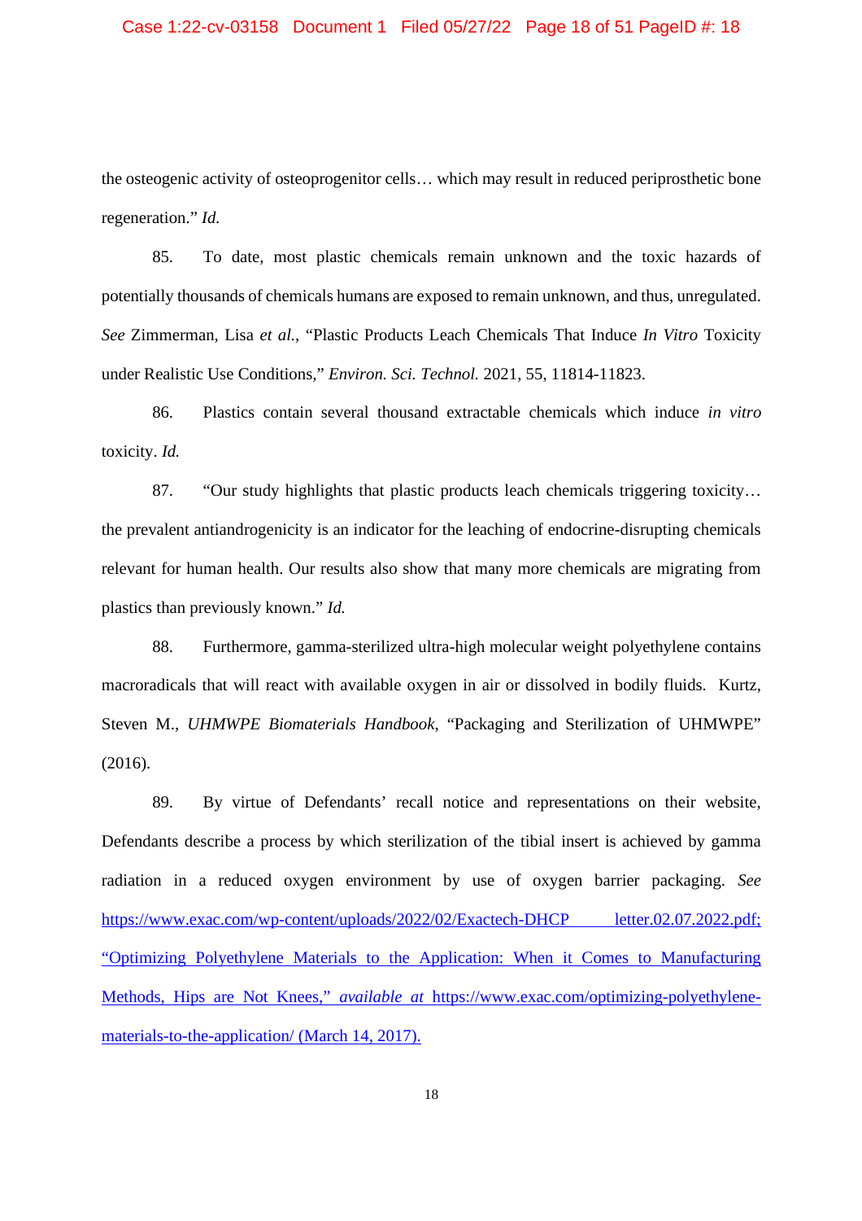the osteogenic activity of osteoprogenitor cells… which may result in reduced periprosthetic bone regeneration." *Id.*

85. To date, most plastic chemicals remain unknown and the toxic hazards of potentially thousands of chemicals humans are exposed to remain unknown, and thus, unregulated. *See* Zimmerman, Lisa *et al.*, "Plastic Products Leach Chemicals That Induce *In Vitro* Toxicity under Realistic Use Conditions," *Environ. Sci. Technol.* 2021, 55, 11814-11823.

86. Plastics contain several thousand extractable chemicals which induce *in vitro* toxicity. *Id.*

87. "Our study highlights that plastic products leach chemicals triggering toxicity… the prevalent antiandrogenicity is an indicator for the leaching of endocrine-disrupting chemicals relevant for human health. Our results also show that many more chemicals are migrating from plastics than previously known." *Id.*

88. Furthermore, gamma-sterilized ultra-high molecular weight polyethylene contains macroradicals that will react with available oxygen in air or dissolved in bodily fluids. Kurtz, Steven M., *UHMWPE Biomaterials Handbook*, "Packaging and Sterilization of UHMWPE" (2016).

89. By virtue of Defendants' recall notice and representations on their website, Defendants describe a process by which sterilization of the tibial insert is achieved by gamma radiation in a reduced oxygen environment by use of oxygen barrier packaging. *See* https://www.exac.com/wp-content/uploads/2022/02/Exactech-DHCP letter.02.07.2022.pdf; "Optimizing Polyethylene Materials to the Application: When it Comes to Manufacturing Methods, Hips are Not Knees," *available at* https://www.exac.com/optimizing-polyethylene-materials-to-the-application/ (March 14, 2017).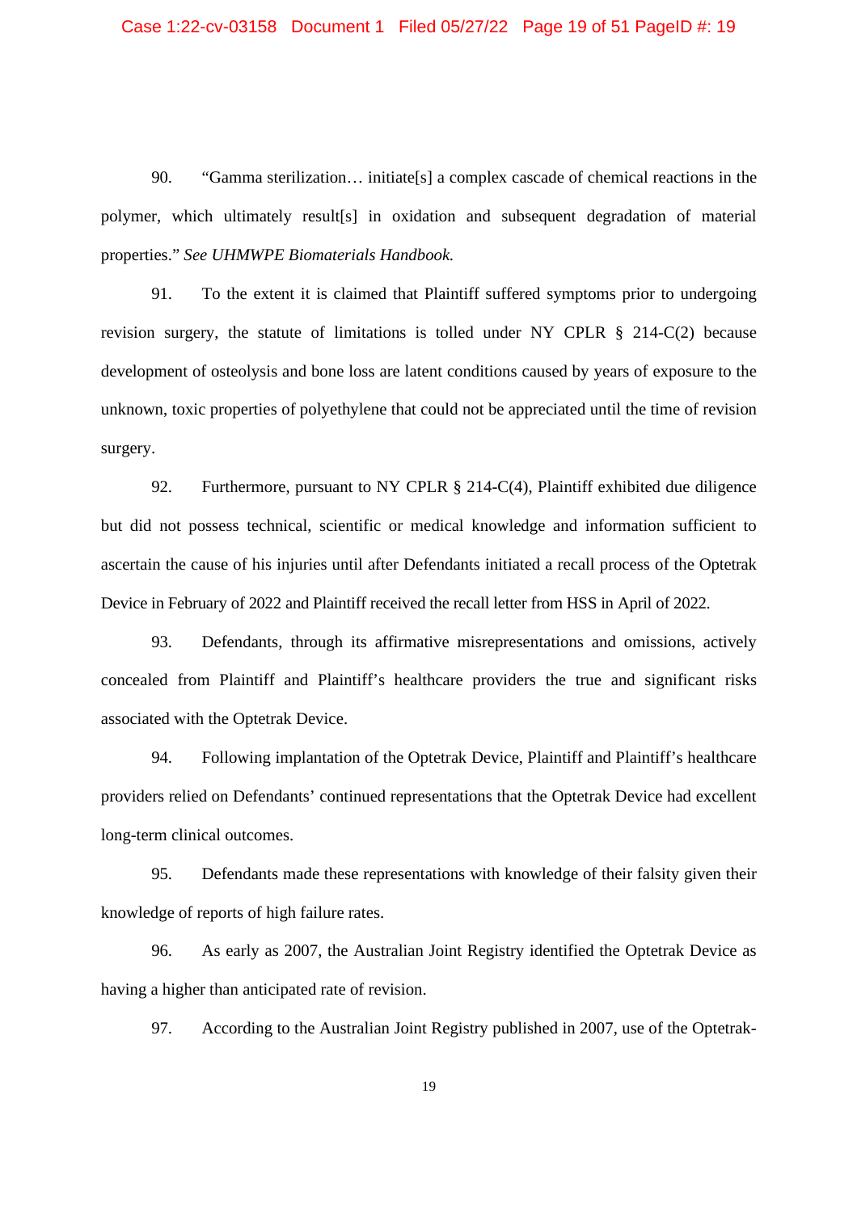90. "Gamma sterilization… initiate[s] a complex cascade of chemical reactions in the polymer, which ultimately result[s] in oxidation and subsequent degradation of material properties." *See UHMWPE Biomaterials Handbook.*

91. To the extent it is claimed that Plaintiff suffered symptoms prior to undergoing revision surgery, the statute of limitations is tolled under NY CPLR § 214-C(2) because development of osteolysis and bone loss are latent conditions caused by years of exposure to the unknown, toxic properties of polyethylene that could not be appreciated until the time of revision surgery.

92. Furthermore, pursuant to NY CPLR § 214-C(4), Plaintiff exhibited due diligence but did not possess technical, scientific or medical knowledge and information sufficient to ascertain the cause of his injuries until after Defendants initiated a recall process of the Optetrak Device in February of 2022 and Plaintiff received the recall letter from HSS in April of 2022.

93. Defendants, through its affirmative misrepresentations and omissions, actively concealed from Plaintiff and Plaintiff's healthcare providers the true and significant risks associated with the Optetrak Device.

94. Following implantation of the Optetrak Device, Plaintiff and Plaintiff's healthcare providers relied on Defendants' continued representations that the Optetrak Device had excellent long-term clinical outcomes.

95. Defendants made these representations with knowledge of their falsity given their knowledge of reports of high failure rates.

96. As early as 2007, the Australian Joint Registry identified the Optetrak Device as having a higher than anticipated rate of revision.

97. According to the Australian Joint Registry published in 2007, use of the Optetrak-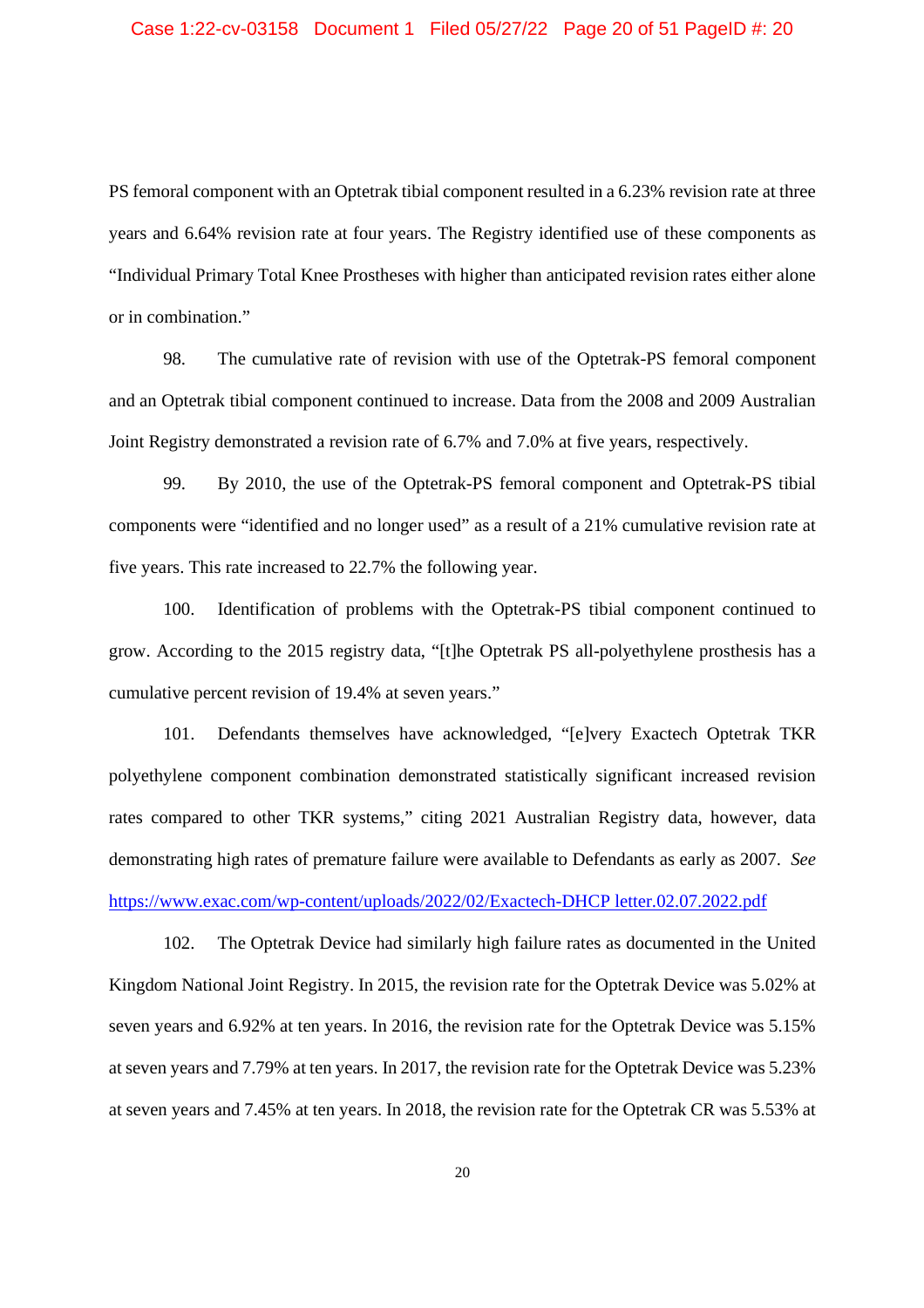PS femoral component with an Optetrak tibial component resulted in a 6.23% revision rate at three years and 6.64% revision rate at four years. The Registry identified use of these components as "Individual Primary Total Knee Prostheses with higher than anticipated revision rates either alone or in combination."

98. The cumulative rate of revision with use of the Optetrak-PS femoral component and an Optetrak tibial component continued to increase. Data from the 2008 and 2009 Australian Joint Registry demonstrated a revision rate of 6.7% and 7.0% at five years, respectively.

99. By 2010, the use of the Optetrak-PS femoral component and Optetrak-PS tibial components were "identified and no longer used" as a result of a 21% cumulative revision rate at five years. This rate increased to 22.7% the following year.

100. Identification of problems with the Optetrak-PS tibial component continued to grow. According to the 2015 registry data, "[t]he Optetrak PS all-polyethylene prosthesis has a cumulative percent revision of 19.4% at seven years."

101. Defendants themselves have acknowledged, "[e]very Exactech Optetrak TKR polyethylene component combination demonstrated statistically significant increased revision rates compared to other TKR systems," citing 2021 Australian Registry data, however, data demonstrating high rates of premature failure were available to Defendants as early as 2007. *See* https://www.exac.com/wp-content/uploads/2022/02/Exactech-DHCP letter.02.07.2022.pdf

102. The Optetrak Device had similarly high failure rates as documented in the United Kingdom National Joint Registry. In 2015, the revision rate for the Optetrak Device was 5.02% at seven years and 6.92% at ten years. In 2016, the revision rate for the Optetrak Device was 5.15% at seven years and 7.79% at ten years. In 2017, the revision rate for the Optetrak Device was 5.23% at seven years and 7.45% at ten years. In 2018, the revision rate for the Optetrak CR was 5.53% at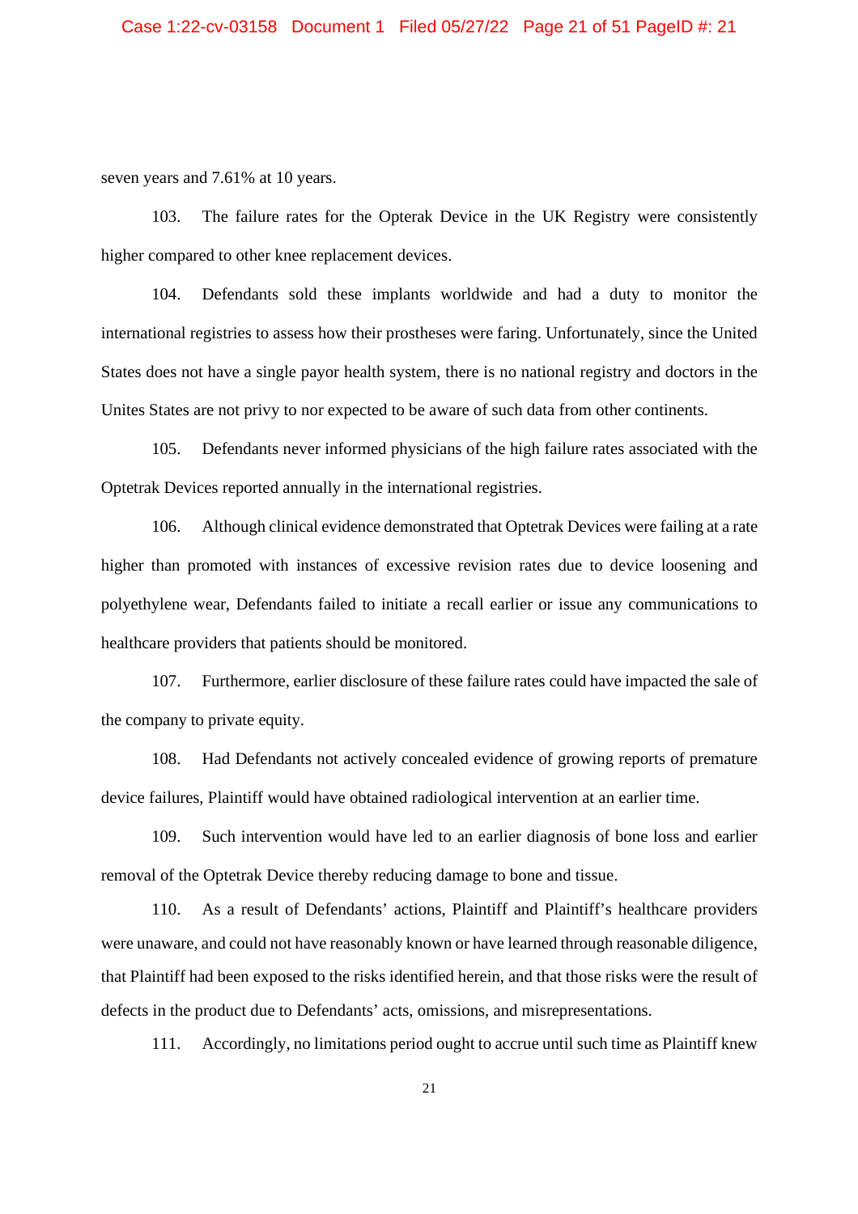seven years and 7.61% at 10 years.

103. The failure rates for the Opterak Device in the UK Registry were consistently higher compared to other knee replacement devices.

104. Defendants sold these implants worldwide and had a duty to monitor the international registries to assess how their prostheses were faring. Unfortunately, since the United States does not have a single payor health system, there is no national registry and doctors in the Unites States are not privy to nor expected to be aware of such data from other continents.

105. Defendants never informed physicians of the high failure rates associated with the Optetrak Devices reported annually in the international registries.

106. Although clinical evidence demonstrated that Optetrak Devices were failing at a rate higher than promoted with instances of excessive revision rates due to device loosening and polyethylene wear, Defendants failed to initiate a recall earlier or issue any communications to healthcare providers that patients should be monitored.

107. Furthermore, earlier disclosure of these failure rates could have impacted the sale of the company to private equity.

108. Had Defendants not actively concealed evidence of growing reports of premature device failures, Plaintiff would have obtained radiological intervention at an earlier time.

109. Such intervention would have led to an earlier diagnosis of bone loss and earlier removal of the Optetrak Device thereby reducing damage to bone and tissue.

110. As a result of Defendants' actions, Plaintiff and Plaintiff's healthcare providers were unaware, and could not have reasonably known or have learned through reasonable diligence, that Plaintiff had been exposed to the risks identified herein, and that those risks were the result of defects in the product due to Defendants' acts, omissions, and misrepresentations.

111. Accordingly, no limitations period ought to accrue until such time as Plaintiff knew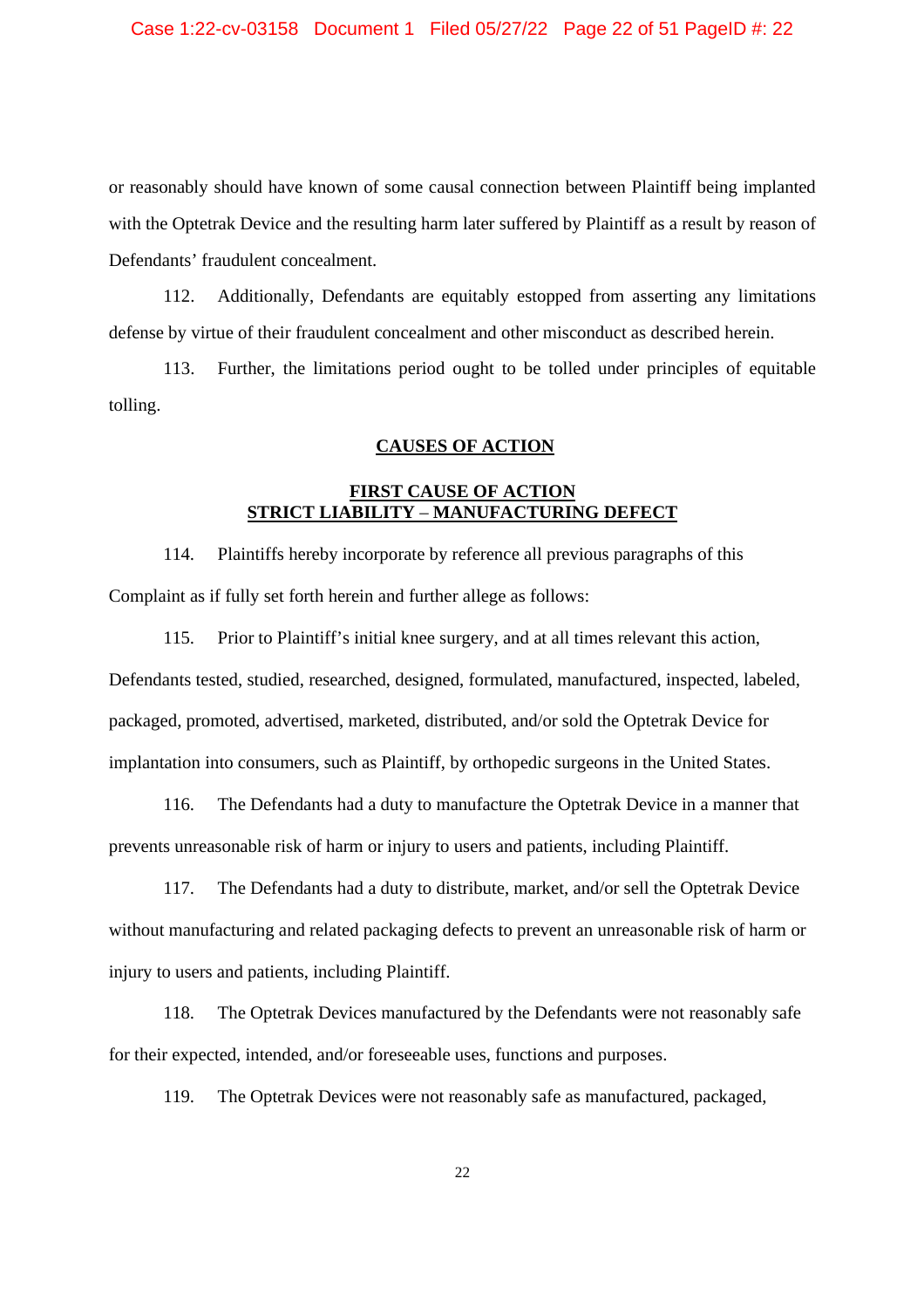or reasonably should have known of some causal connection between Plaintiff being implanted with the Optetrak Device and the resulting harm later suffered by Plaintiff as a result by reason of Defendants' fraudulent concealment.

112. Additionally, Defendants are equitably estopped from asserting any limitations defense by virtue of their fraudulent concealment and other misconduct as described herein.

113. Further, the limitations period ought to be tolled under principles of equitable tolling.

## CAUSES OF ACTION

### FIRST CAUSE OF ACTION
### STRICT LIABILITY – MANUFACTURING DEFECT

114. Plaintiffs hereby incorporate by reference all previous paragraphs of this Complaint as if fully set forth herein and further allege as follows:

115. Prior to Plaintiff's initial knee surgery, and at all times relevant this action, Defendants tested, studied, researched, designed, formulated, manufactured, inspected, labeled, packaged, promoted, advertised, marketed, distributed, and/or sold the Optetrak Device for implantation into consumers, such as Plaintiff, by orthopedic surgeons in the United States.

116. The Defendants had a duty to manufacture the Optetrak Device in a manner that prevents unreasonable risk of harm or injury to users and patients, including Plaintiff.

117. The Defendants had a duty to distribute, market, and/or sell the Optetrak Device without manufacturing and related packaging defects to prevent an unreasonable risk of harm or injury to users and patients, including Plaintiff.

118. The Optetrak Devices manufactured by the Defendants were not reasonably safe for their expected, intended, and/or foreseeable uses, functions and purposes.

119. The Optetrak Devices were not reasonably safe as manufactured, packaged,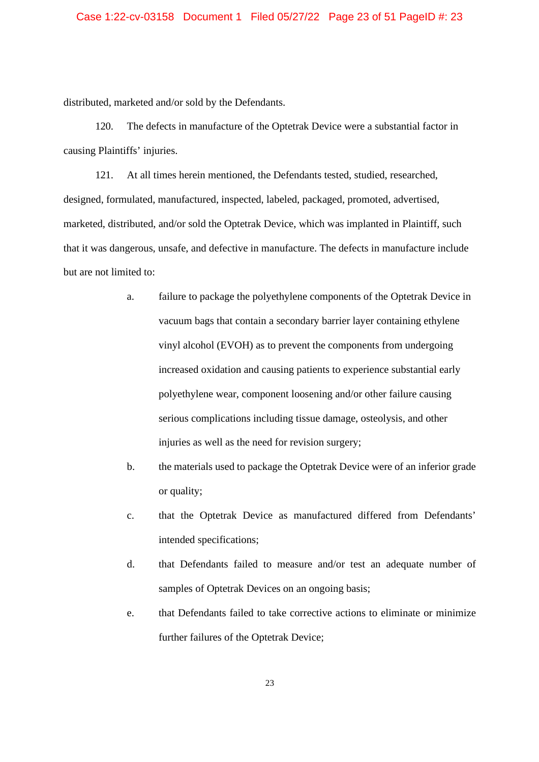distributed, marketed and/or sold by the Defendants.

120. The defects in manufacture of the Optetrak Device were a substantial factor in causing Plaintiffs' injuries.

121. At all times herein mentioned, the Defendants tested, studied, researched, designed, formulated, manufactured, inspected, labeled, packaged, promoted, advertised, marketed, distributed, and/or sold the Optetrak Device, which was implanted in Plaintiff, such that it was dangerous, unsafe, and defective in manufacture. The defects in manufacture include but are not limited to:

a. failure to package the polyethylene components of the Optetrak Device in vacuum bags that contain a secondary barrier layer containing ethylene vinyl alcohol (EVOH) as to prevent the components from undergoing increased oxidation and causing patients to experience substantial early polyethylene wear, component loosening and/or other failure causing serious complications including tissue damage, osteolysis, and other injuries as well as the need for revision surgery;

b. the materials used to package the Optetrak Device were of an inferior grade or quality;

c. that the Optetrak Device as manufactured differed from Defendants' intended specifications;

d. that Defendants failed to measure and/or test an adequate number of samples of Optetrak Devices on an ongoing basis;

e. that Defendants failed to take corrective actions to eliminate or minimize further failures of the Optetrak Device;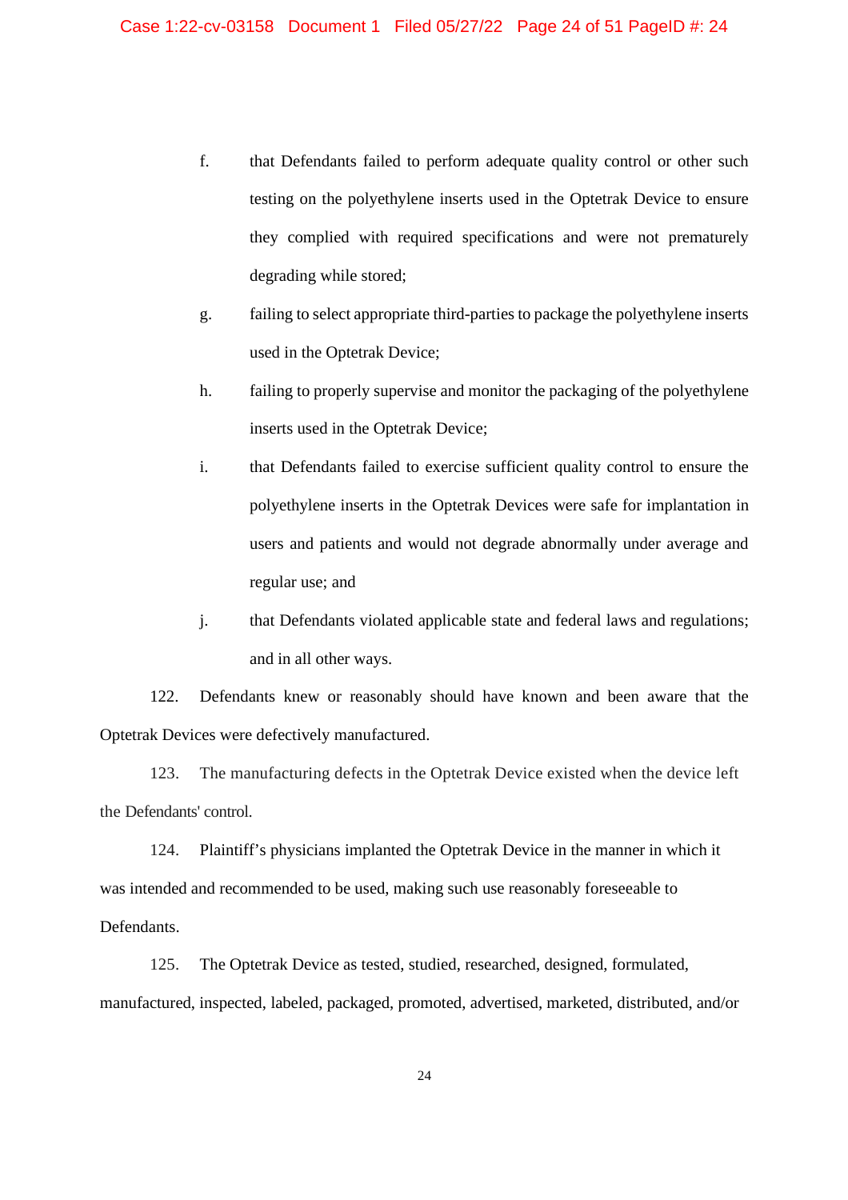f. that Defendants failed to perform adequate quality control or other such testing on the polyethylene inserts used in the Optetrak Device to ensure they complied with required specifications and were not prematurely degrading while stored;

g. failing to select appropriate third-parties to package the polyethylene inserts used in the Optetrak Device;

h. failing to properly supervise and monitor the packaging of the polyethylene inserts used in the Optetrak Device;

i. that Defendants failed to exercise sufficient quality control to ensure the polyethylene inserts in the Optetrak Devices were safe for implantation in users and patients and would not degrade abnormally under average and regular use; and

j. that Defendants violated applicable state and federal laws and regulations; and in all other ways.

122. Defendants knew or reasonably should have known and been aware that the Optetrak Devices were defectively manufactured.

123. The manufacturing defects in the Optetrak Device existed when the device left the Defendants' control.

124. Plaintiff's physicians implanted the Optetrak Device in the manner in which it was intended and recommended to be used, making such use reasonably foreseeable to Defendants.

125. The Optetrak Device as tested, studied, researched, designed, formulated, manufactured, inspected, labeled, packaged, promoted, advertised, marketed, distributed, and/or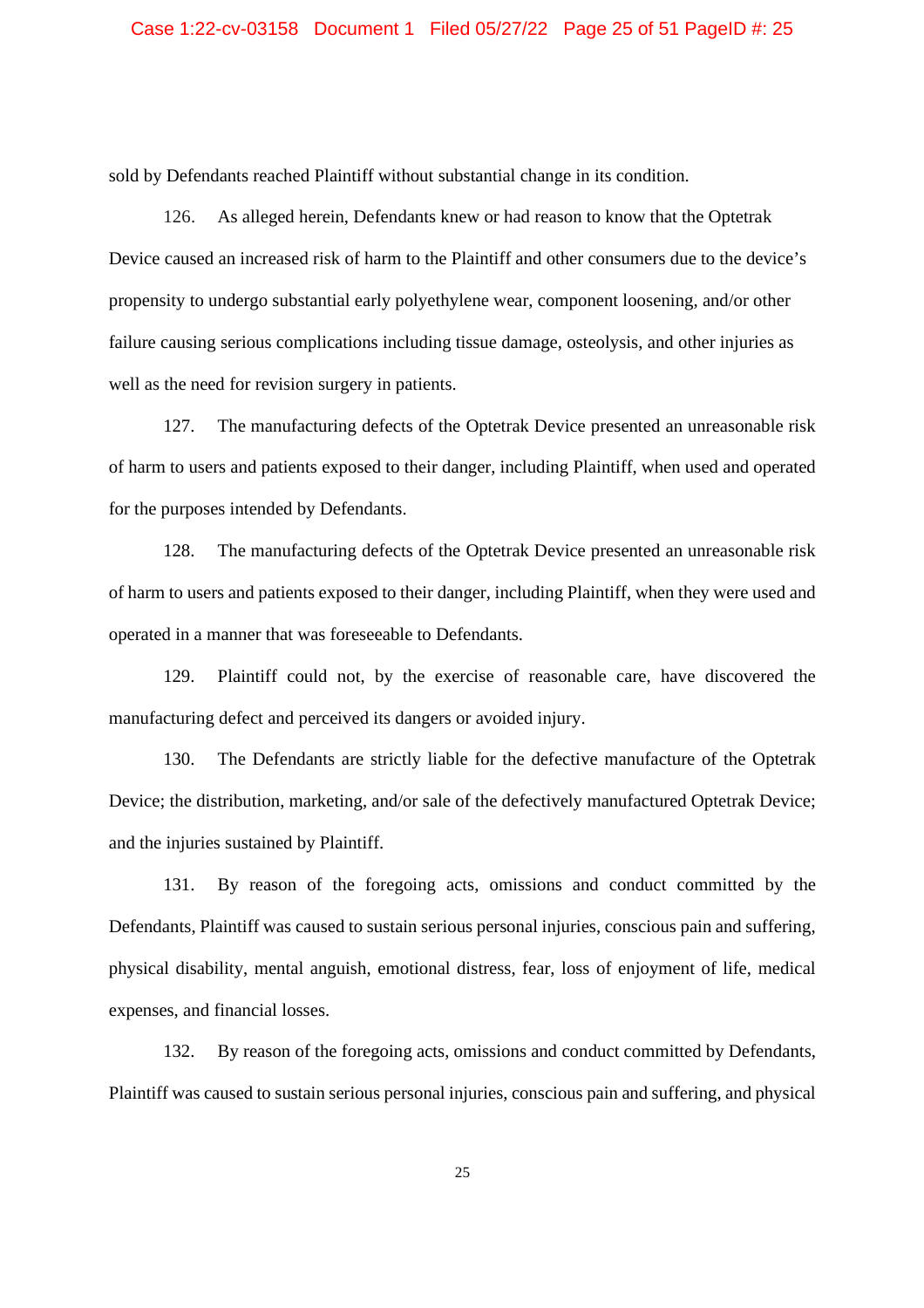sold by Defendants reached Plaintiff without substantial change in its condition.

126. As alleged herein, Defendants knew or had reason to know that the Optetrak Device caused an increased risk of harm to the Plaintiff and other consumers due to the device's propensity to undergo substantial early polyethylene wear, component loosening, and/or other failure causing serious complications including tissue damage, osteolysis, and other injuries as well as the need for revision surgery in patients.

127. The manufacturing defects of the Optetrak Device presented an unreasonable risk of harm to users and patients exposed to their danger, including Plaintiff, when used and operated for the purposes intended by Defendants.

128. The manufacturing defects of the Optetrak Device presented an unreasonable risk of harm to users and patients exposed to their danger, including Plaintiff, when they were used and operated in a manner that was foreseeable to Defendants.

129. Plaintiff could not, by the exercise of reasonable care, have discovered the manufacturing defect and perceived its dangers or avoided injury.

130. The Defendants are strictly liable for the defective manufacture of the Optetrak Device; the distribution, marketing, and/or sale of the defectively manufactured Optetrak Device; and the injuries sustained by Plaintiff.

131. By reason of the foregoing acts, omissions and conduct committed by the Defendants, Plaintiff was caused to sustain serious personal injuries, conscious pain and suffering, physical disability, mental anguish, emotional distress, fear, loss of enjoyment of life, medical expenses, and financial losses.

132. By reason of the foregoing acts, omissions and conduct committed by Defendants, Plaintiff was caused to sustain serious personal injuries, conscious pain and suffering, and physical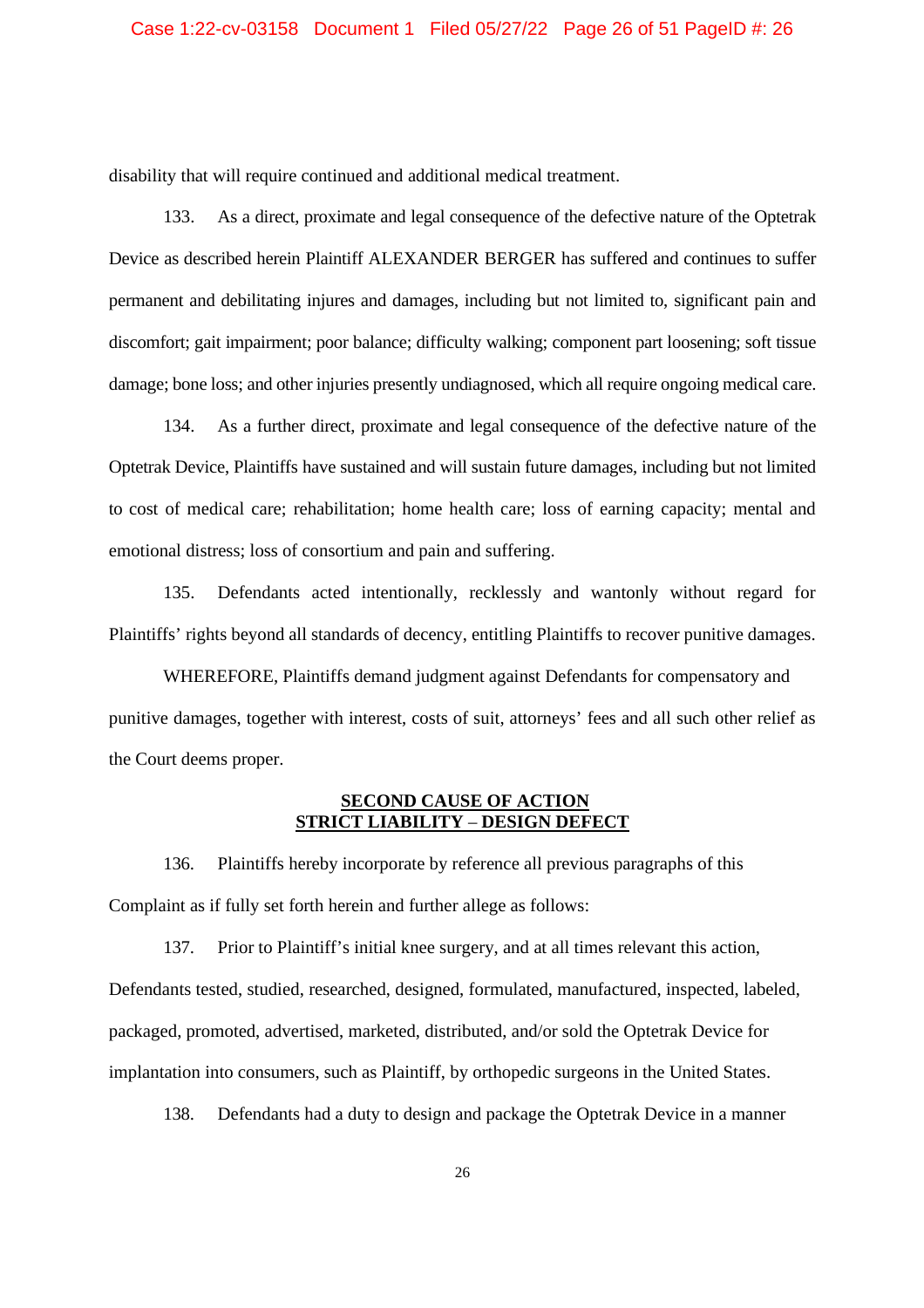disability that will require continued and additional medical treatment.

133. As a direct, proximate and legal consequence of the defective nature of the Optetrak Device as described herein Plaintiff ALEXANDER BERGER has suffered and continues to suffer permanent and debilitating injures and damages, including but not limited to, significant pain and discomfort; gait impairment; poor balance; difficulty walking; component part loosening; soft tissue damage; bone loss; and other injuries presently undiagnosed, which all require ongoing medical care.

134. As a further direct, proximate and legal consequence of the defective nature of the Optetrak Device, Plaintiffs have sustained and will sustain future damages, including but not limited to cost of medical care; rehabilitation; home health care; loss of earning capacity; mental and emotional distress; loss of consortium and pain and suffering.

135. Defendants acted intentionally, recklessly and wantonly without regard for Plaintiffs' rights beyond all standards of decency, entitling Plaintiffs to recover punitive damages.

WHEREFORE, Plaintiffs demand judgment against Defendants for compensatory and punitive damages, together with interest, costs of suit, attorneys' fees and all such other relief as the Court deems proper.

## SECOND CAUSE OF ACTION
## STRICT LIABILITY – DESIGN DEFECT

136. Plaintiffs hereby incorporate by reference all previous paragraphs of this Complaint as if fully set forth herein and further allege as follows:

137. Prior to Plaintiff's initial knee surgery, and at all times relevant this action, Defendants tested, studied, researched, designed, formulated, manufactured, inspected, labeled, packaged, promoted, advertised, marketed, distributed, and/or sold the Optetrak Device for implantation into consumers, such as Plaintiff, by orthopedic surgeons in the United States.

138. Defendants had a duty to design and package the Optetrak Device in a manner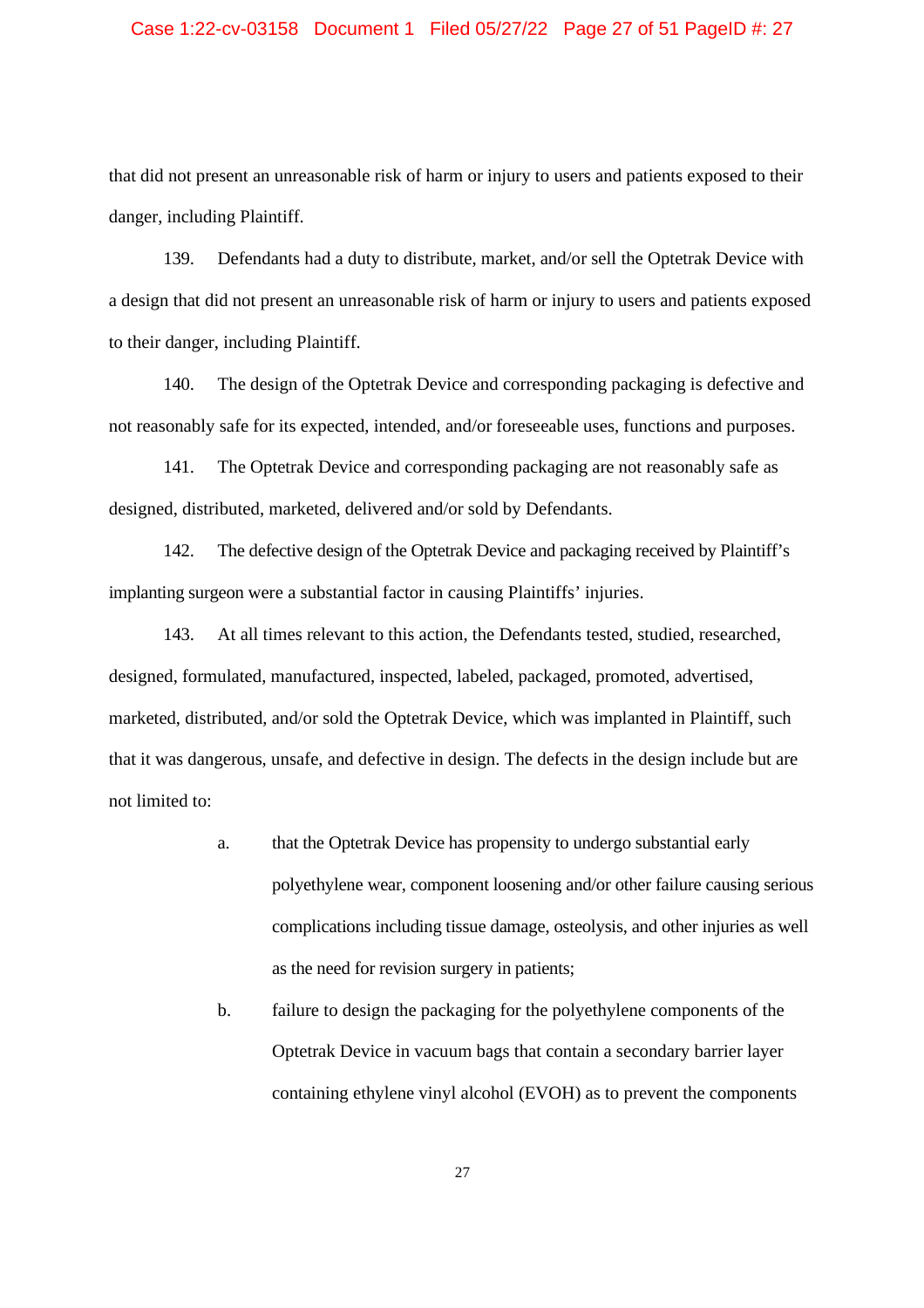that did not present an unreasonable risk of harm or injury to users and patients exposed to their danger, including Plaintiff.

139. Defendants had a duty to distribute, market, and/or sell the Optetrak Device with a design that did not present an unreasonable risk of harm or injury to users and patients exposed to their danger, including Plaintiff.

140. The design of the Optetrak Device and corresponding packaging is defective and not reasonably safe for its expected, intended, and/or foreseeable uses, functions and purposes.

141. The Optetrak Device and corresponding packaging are not reasonably safe as designed, distributed, marketed, delivered and/or sold by Defendants.

142. The defective design of the Optetrak Device and packaging received by Plaintiff's implanting surgeon were a substantial factor in causing Plaintiffs' injuries.

143. At all times relevant to this action, the Defendants tested, studied, researched, designed, formulated, manufactured, inspected, labeled, packaged, promoted, advertised, marketed, distributed, and/or sold the Optetrak Device, which was implanted in Plaintiff, such that it was dangerous, unsafe, and defective in design. The defects in the design include but are not limited to:

a. that the Optetrak Device has propensity to undergo substantial early polyethylene wear, component loosening and/or other failure causing serious complications including tissue damage, osteolysis, and other injuries as well as the need for revision surgery in patients;

b. failure to design the packaging for the polyethylene components of the Optetrak Device in vacuum bags that contain a secondary barrier layer containing ethylene vinyl alcohol (EVOH) as to prevent the components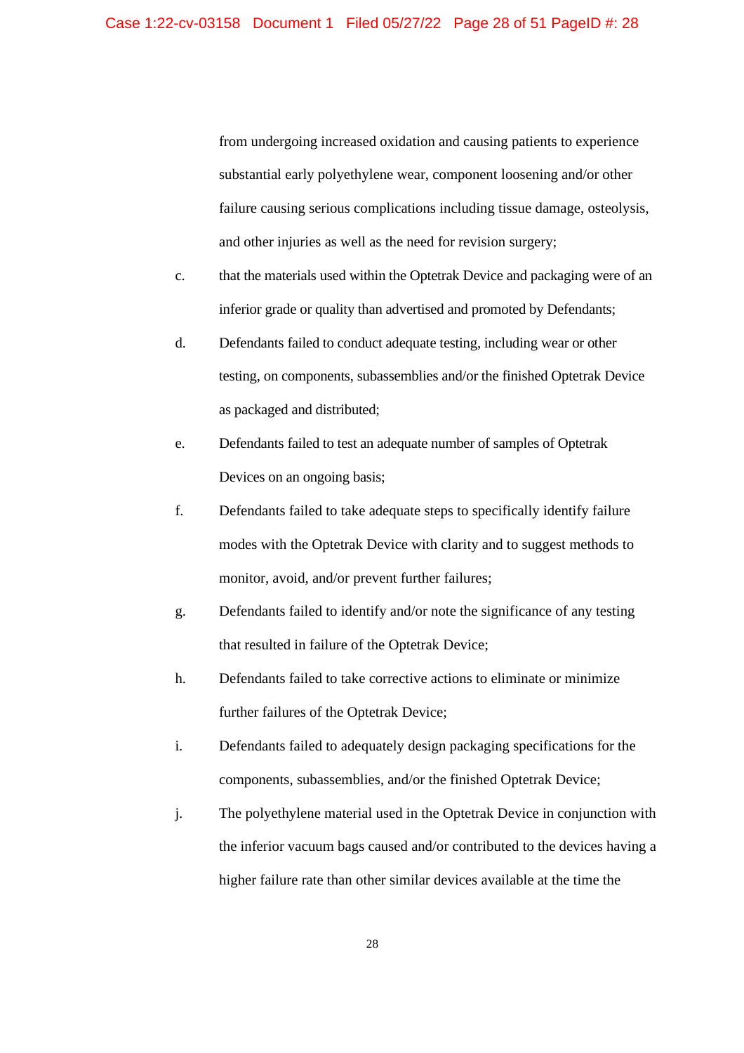from undergoing increased oxidation and causing patients to experience substantial early polyethylene wear, component loosening and/or other failure causing serious complications including tissue damage, osteolysis, and other injuries as well as the need for revision surgery;

c. that the materials used within the Optetrak Device and packaging were of an inferior grade or quality than advertised and promoted by Defendants;

d. Defendants failed to conduct adequate testing, including wear or other testing, on components, subassemblies and/or the finished Optetrak Device as packaged and distributed;

e. Defendants failed to test an adequate number of samples of Optetrak Devices on an ongoing basis;

f. Defendants failed to take adequate steps to specifically identify failure modes with the Optetrak Device with clarity and to suggest methods to monitor, avoid, and/or prevent further failures;

g. Defendants failed to identify and/or note the significance of any testing that resulted in failure of the Optetrak Device;

h. Defendants failed to take corrective actions to eliminate or minimize further failures of the Optetrak Device;

i. Defendants failed to adequately design packaging specifications for the components, subassemblies, and/or the finished Optetrak Device;

j. The polyethylene material used in the Optetrak Device in conjunction with the inferior vacuum bags caused and/or contributed to the devices having a higher failure rate than other similar devices available at the time the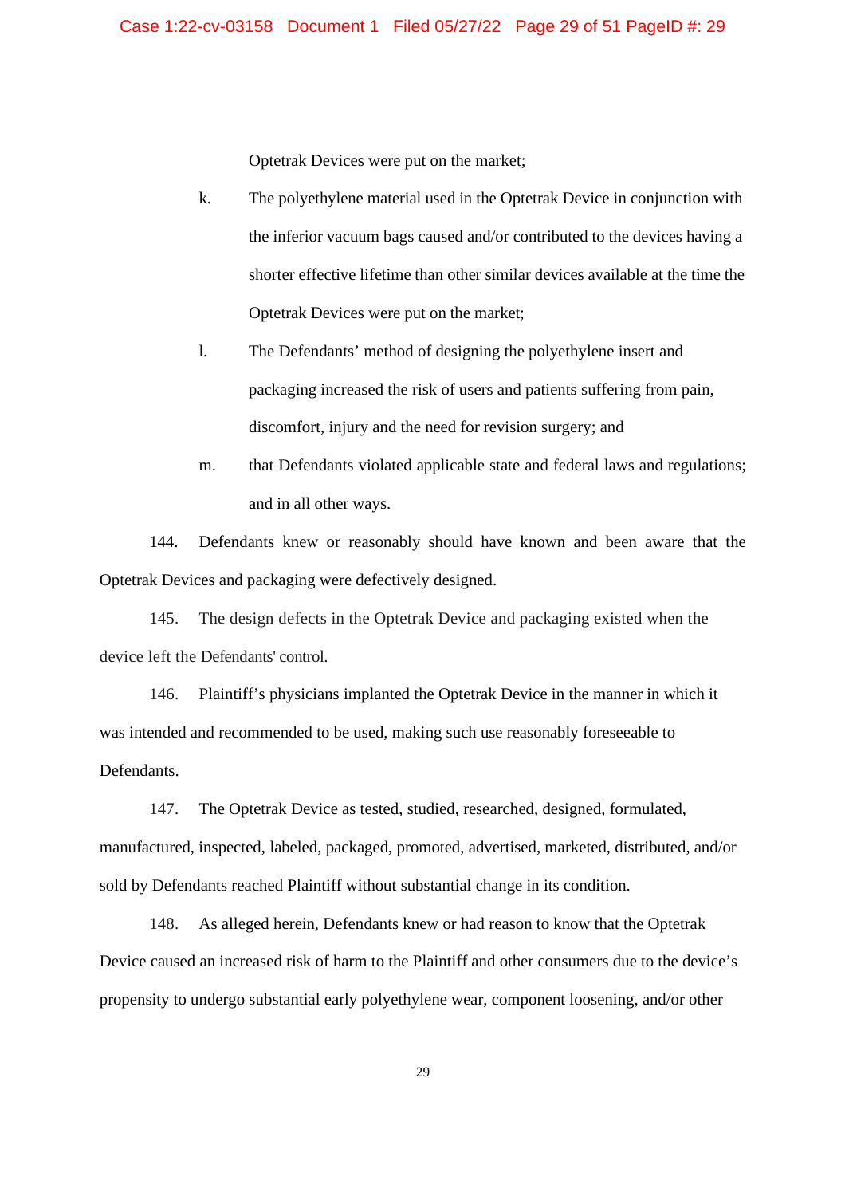Optetrak Devices were put on the market;

k. The polyethylene material used in the Optetrak Device in conjunction with the inferior vacuum bags caused and/or contributed to the devices having a shorter effective lifetime than other similar devices available at the time the Optetrak Devices were put on the market;

l. The Defendants' method of designing the polyethylene insert and packaging increased the risk of users and patients suffering from pain, discomfort, injury and the need for revision surgery; and

m. that Defendants violated applicable state and federal laws and regulations; and in all other ways.

144. Defendants knew or reasonably should have known and been aware that the Optetrak Devices and packaging were defectively designed.

145. The design defects in the Optetrak Device and packaging existed when the device left the Defendants' control.

146. Plaintiff's physicians implanted the Optetrak Device in the manner in which it was intended and recommended to be used, making such use reasonably foreseeable to Defendants.

147. The Optetrak Device as tested, studied, researched, designed, formulated, manufactured, inspected, labeled, packaged, promoted, advertised, marketed, distributed, and/or sold by Defendants reached Plaintiff without substantial change in its condition.

148. As alleged herein, Defendants knew or had reason to know that the Optetrak Device caused an increased risk of harm to the Plaintiff and other consumers due to the device's propensity to undergo substantial early polyethylene wear, component loosening, and/or other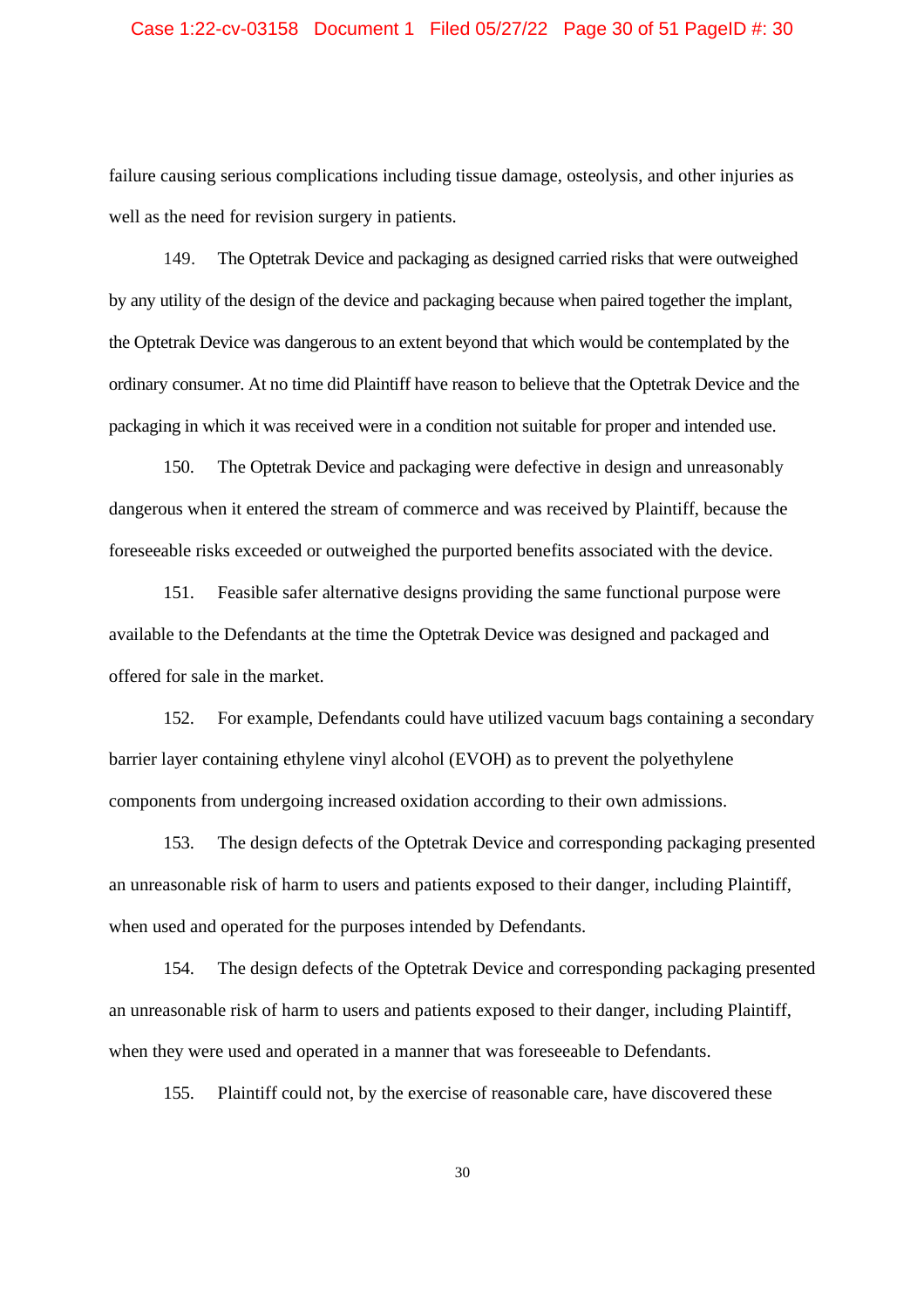failure causing serious complications including tissue damage, osteolysis, and other injuries as well as the need for revision surgery in patients.

149. The Optetrak Device and packaging as designed carried risks that were outweighed by any utility of the design of the device and packaging because when paired together the implant, the Optetrak Device was dangerous to an extent beyond that which would be contemplated by the ordinary consumer. At no time did Plaintiff have reason to believe that the Optetrak Device and the packaging in which it was received were in a condition not suitable for proper and intended use.

150. The Optetrak Device and packaging were defective in design and unreasonably dangerous when it entered the stream of commerce and was received by Plaintiff, because the foreseeable risks exceeded or outweighed the purported benefits associated with the device.

151. Feasible safer alternative designs providing the same functional purpose were available to the Defendants at the time the Optetrak Device was designed and packaged and offered for sale in the market.

152. For example, Defendants could have utilized vacuum bags containing a secondary barrier layer containing ethylene vinyl alcohol (EVOH) as to prevent the polyethylene components from undergoing increased oxidation according to their own admissions.

153. The design defects of the Optetrak Device and corresponding packaging presented an unreasonable risk of harm to users and patients exposed to their danger, including Plaintiff, when used and operated for the purposes intended by Defendants.

154. The design defects of the Optetrak Device and corresponding packaging presented an unreasonable risk of harm to users and patients exposed to their danger, including Plaintiff, when they were used and operated in a manner that was foreseeable to Defendants.

155. Plaintiff could not, by the exercise of reasonable care, have discovered these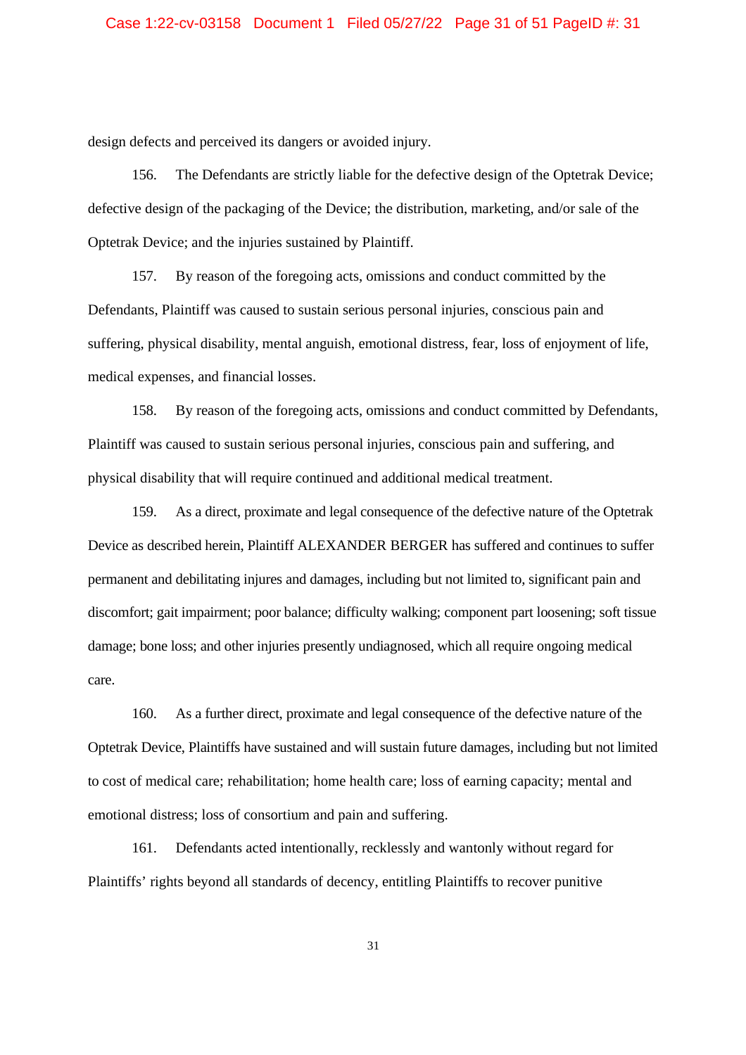design defects and perceived its dangers or avoided injury.

156. The Defendants are strictly liable for the defective design of the Optetrak Device; defective design of the packaging of the Device; the distribution, marketing, and/or sale of the Optetrak Device; and the injuries sustained by Plaintiff.

157. By reason of the foregoing acts, omissions and conduct committed by the Defendants, Plaintiff was caused to sustain serious personal injuries, conscious pain and suffering, physical disability, mental anguish, emotional distress, fear, loss of enjoyment of life, medical expenses, and financial losses.

158. By reason of the foregoing acts, omissions and conduct committed by Defendants, Plaintiff was caused to sustain serious personal injuries, conscious pain and suffering, and physical disability that will require continued and additional medical treatment.

159. As a direct, proximate and legal consequence of the defective nature of the Optetrak Device as described herein, Plaintiff ALEXANDER BERGER has suffered and continues to suffer permanent and debilitating injures and damages, including but not limited to, significant pain and discomfort; gait impairment; poor balance; difficulty walking; component part loosening; soft tissue damage; bone loss; and other injuries presently undiagnosed, which all require ongoing medical care.

160. As a further direct, proximate and legal consequence of the defective nature of the Optetrak Device, Plaintiffs have sustained and will sustain future damages, including but not limited to cost of medical care; rehabilitation; home health care; loss of earning capacity; mental and emotional distress; loss of consortium and pain and suffering.

161. Defendants acted intentionally, recklessly and wantonly without regard for Plaintiffs' rights beyond all standards of decency, entitling Plaintiffs to recover punitive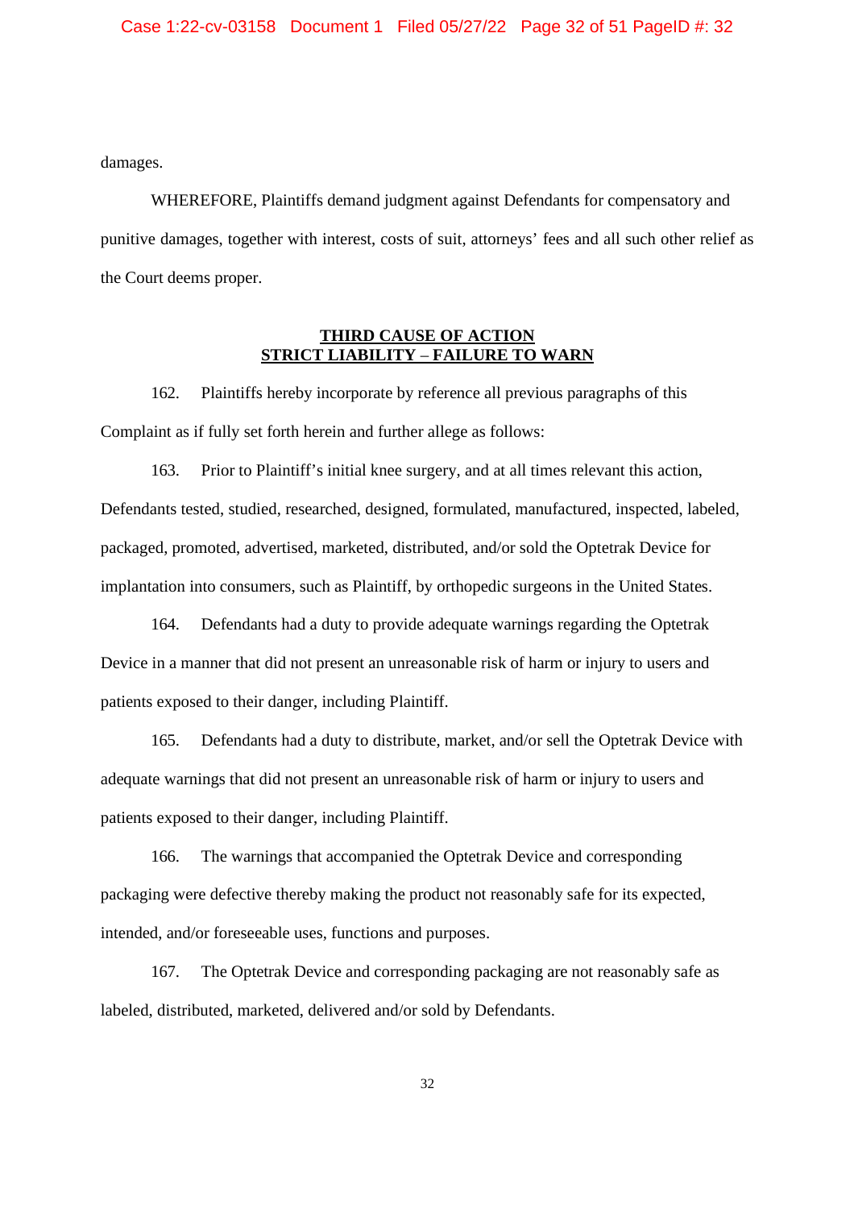damages.

WHEREFORE, Plaintiffs demand judgment against Defendants for compensatory and punitive damages, together with interest, costs of suit, attorneys' fees and all such other relief as the Court deems proper.

## THIRD CAUSE OF ACTION
## STRICT LIABILITY – FAILURE TO WARN

162. Plaintiffs hereby incorporate by reference all previous paragraphs of this Complaint as if fully set forth herein and further allege as follows:

163. Prior to Plaintiff's initial knee surgery, and at all times relevant this action, Defendants tested, studied, researched, designed, formulated, manufactured, inspected, labeled, packaged, promoted, advertised, marketed, distributed, and/or sold the Optetrak Device for implantation into consumers, such as Plaintiff, by orthopedic surgeons in the United States.

164. Defendants had a duty to provide adequate warnings regarding the Optetrak Device in a manner that did not present an unreasonable risk of harm or injury to users and patients exposed to their danger, including Plaintiff.

165. Defendants had a duty to distribute, market, and/or sell the Optetrak Device with adequate warnings that did not present an unreasonable risk of harm or injury to users and patients exposed to their danger, including Plaintiff.

166. The warnings that accompanied the Optetrak Device and corresponding packaging were defective thereby making the product not reasonably safe for its expected, intended, and/or foreseeable uses, functions and purposes.

167. The Optetrak Device and corresponding packaging are not reasonably safe as labeled, distributed, marketed, delivered and/or sold by Defendants.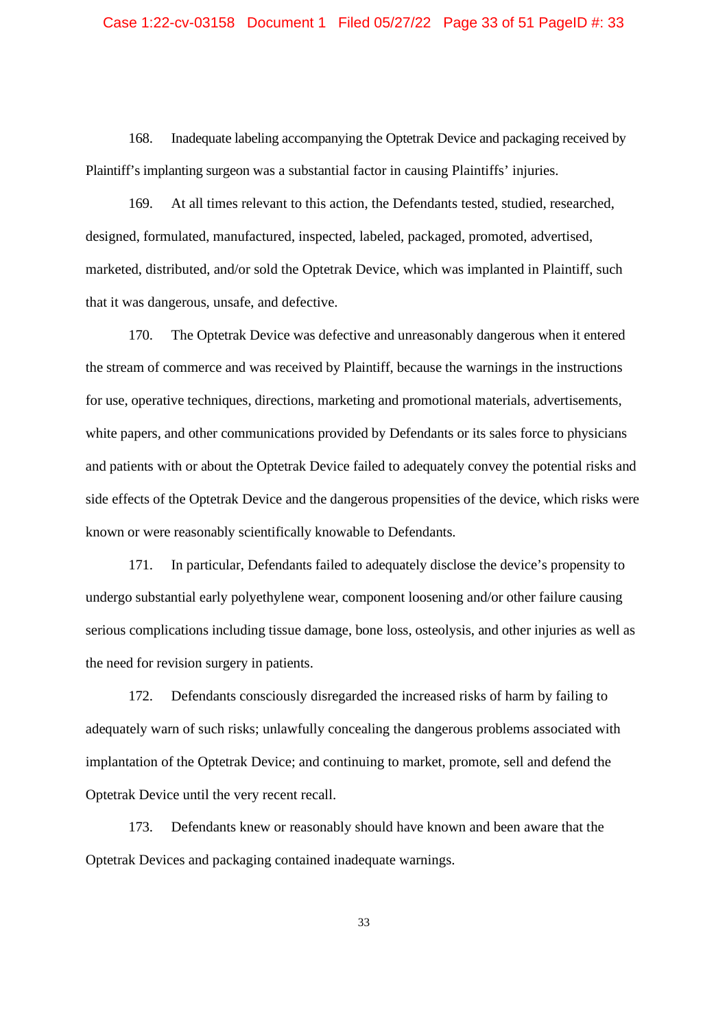168. Inadequate labeling accompanying the Optetrak Device and packaging received by Plaintiff's implanting surgeon was a substantial factor in causing Plaintiffs' injuries.

169. At all times relevant to this action, the Defendants tested, studied, researched, designed, formulated, manufactured, inspected, labeled, packaged, promoted, advertised, marketed, distributed, and/or sold the Optetrak Device, which was implanted in Plaintiff, such that it was dangerous, unsafe, and defective.

170. The Optetrak Device was defective and unreasonably dangerous when it entered the stream of commerce and was received by Plaintiff, because the warnings in the instructions for use, operative techniques, directions, marketing and promotional materials, advertisements, white papers, and other communications provided by Defendants or its sales force to physicians and patients with or about the Optetrak Device failed to adequately convey the potential risks and side effects of the Optetrak Device and the dangerous propensities of the device, which risks were known or were reasonably scientifically knowable to Defendants.

171. In particular, Defendants failed to adequately disclose the device's propensity to undergo substantial early polyethylene wear, component loosening and/or other failure causing serious complications including tissue damage, bone loss, osteolysis, and other injuries as well as the need for revision surgery in patients.

172. Defendants consciously disregarded the increased risks of harm by failing to adequately warn of such risks; unlawfully concealing the dangerous problems associated with implantation of the Optetrak Device; and continuing to market, promote, sell and defend the Optetrak Device until the very recent recall.

173. Defendants knew or reasonably should have known and been aware that the Optetrak Devices and packaging contained inadequate warnings.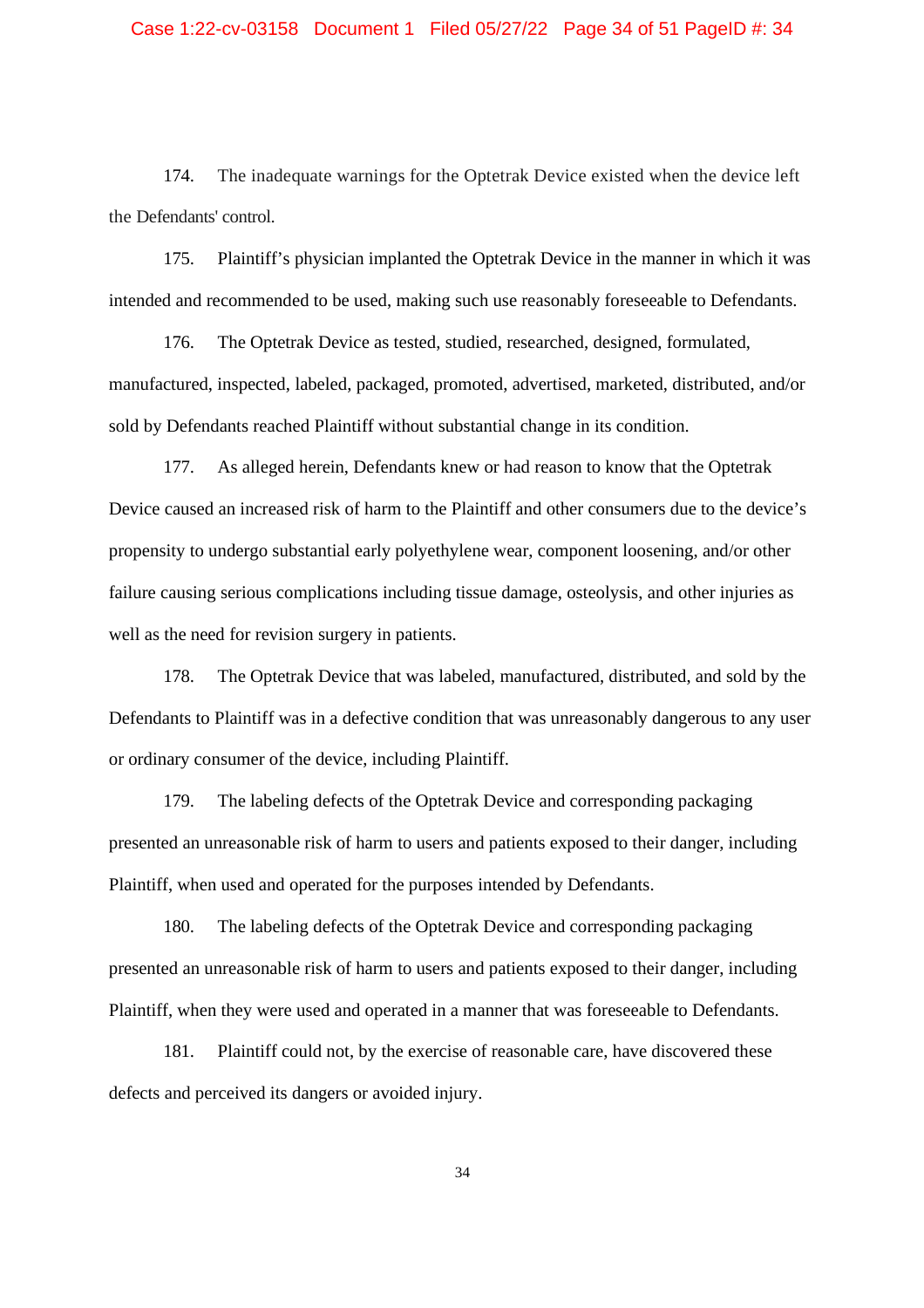174. The inadequate warnings for the Optetrak Device existed when the device left the Defendants' control.

175. Plaintiff's physician implanted the Optetrak Device in the manner in which it was intended and recommended to be used, making such use reasonably foreseeable to Defendants.

176. The Optetrak Device as tested, studied, researched, designed, formulated, manufactured, inspected, labeled, packaged, promoted, advertised, marketed, distributed, and/or sold by Defendants reached Plaintiff without substantial change in its condition.

177. As alleged herein, Defendants knew or had reason to know that the Optetrak Device caused an increased risk of harm to the Plaintiff and other consumers due to the device's propensity to undergo substantial early polyethylene wear, component loosening, and/or other failure causing serious complications including tissue damage, osteolysis, and other injuries as well as the need for revision surgery in patients.

178. The Optetrak Device that was labeled, manufactured, distributed, and sold by the Defendants to Plaintiff was in a defective condition that was unreasonably dangerous to any user or ordinary consumer of the device, including Plaintiff.

179. The labeling defects of the Optetrak Device and corresponding packaging presented an unreasonable risk of harm to users and patients exposed to their danger, including Plaintiff, when used and operated for the purposes intended by Defendants.

180. The labeling defects of the Optetrak Device and corresponding packaging presented an unreasonable risk of harm to users and patients exposed to their danger, including Plaintiff, when they were used and operated in a manner that was foreseeable to Defendants.

181. Plaintiff could not, by the exercise of reasonable care, have discovered these defects and perceived its dangers or avoided injury.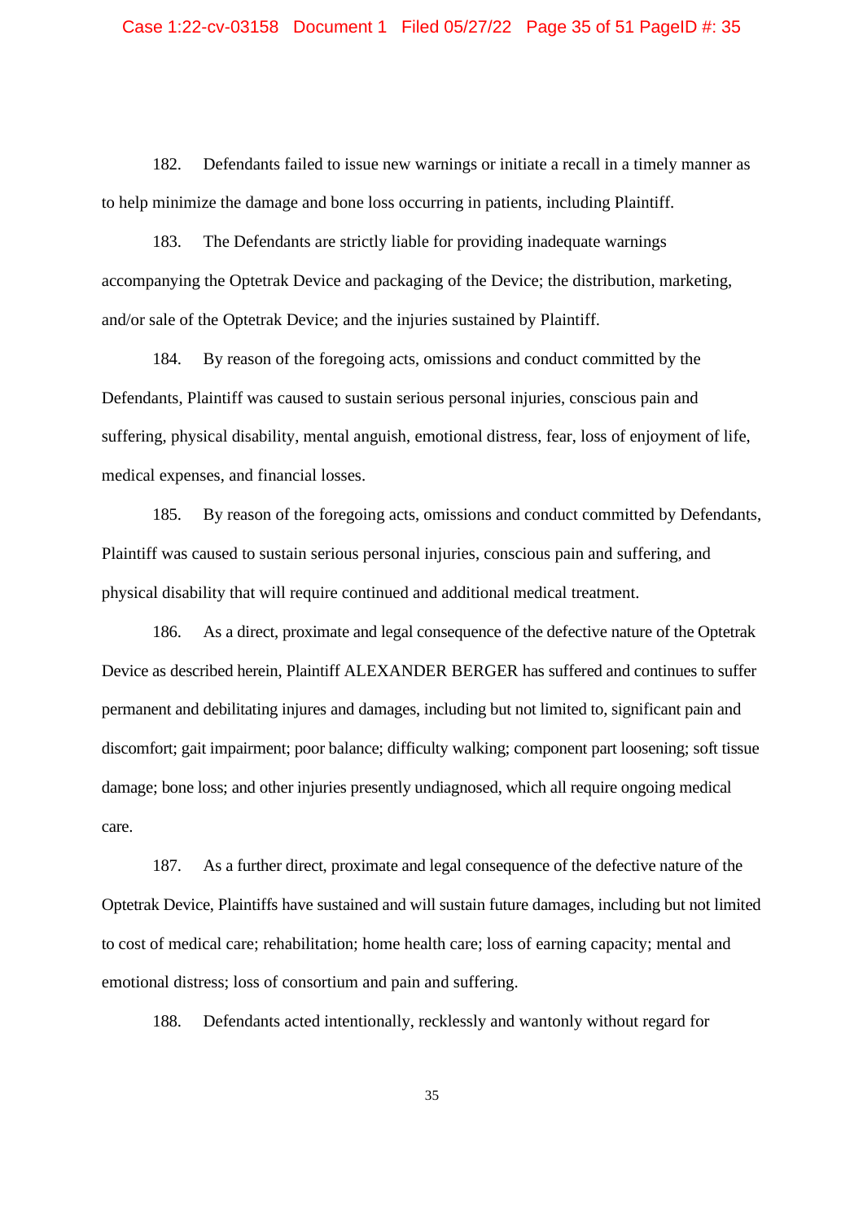182. Defendants failed to issue new warnings or initiate a recall in a timely manner as to help minimize the damage and bone loss occurring in patients, including Plaintiff.

183. The Defendants are strictly liable for providing inadequate warnings accompanying the Optetrak Device and packaging of the Device; the distribution, marketing, and/or sale of the Optetrak Device; and the injuries sustained by Plaintiff.

184. By reason of the foregoing acts, omissions and conduct committed by the Defendants, Plaintiff was caused to sustain serious personal injuries, conscious pain and suffering, physical disability, mental anguish, emotional distress, fear, loss of enjoyment of life, medical expenses, and financial losses.

185. By reason of the foregoing acts, omissions and conduct committed by Defendants, Plaintiff was caused to sustain serious personal injuries, conscious pain and suffering, and physical disability that will require continued and additional medical treatment.

186. As a direct, proximate and legal consequence of the defective nature of the Optetrak Device as described herein, Plaintiff ALEXANDER BERGER has suffered and continues to suffer permanent and debilitating injures and damages, including but not limited to, significant pain and discomfort; gait impairment; poor balance; difficulty walking; component part loosening; soft tissue damage; bone loss; and other injuries presently undiagnosed, which all require ongoing medical care.

187. As a further direct, proximate and legal consequence of the defective nature of the Optetrak Device, Plaintiffs have sustained and will sustain future damages, including but not limited to cost of medical care; rehabilitation; home health care; loss of earning capacity; mental and emotional distress; loss of consortium and pain and suffering.

188. Defendants acted intentionally, recklessly and wantonly without regard for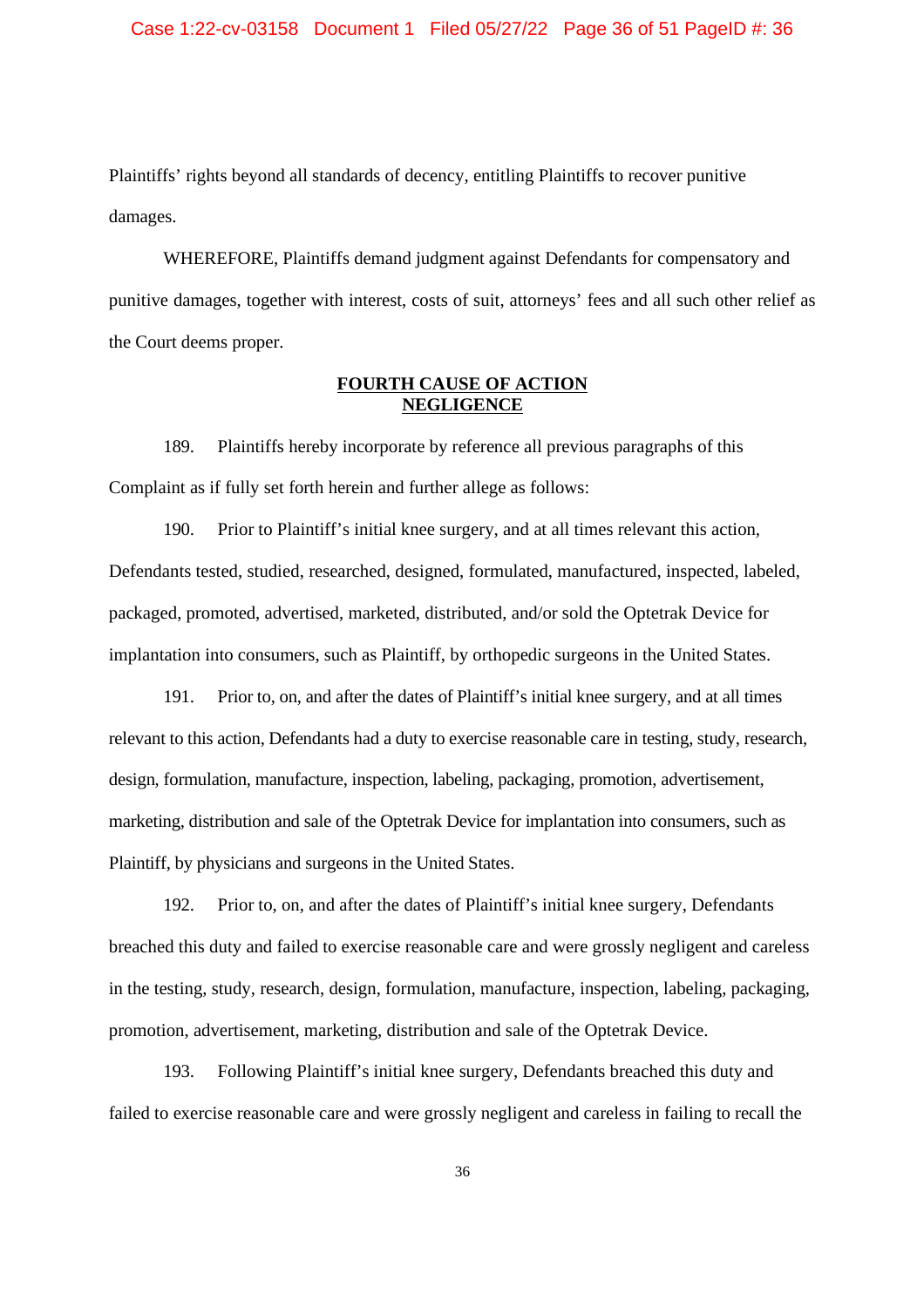Plaintiffs' rights beyond all standards of decency, entitling Plaintiffs to recover punitive damages.

WHEREFORE, Plaintiffs demand judgment against Defendants for compensatory and punitive damages, together with interest, costs of suit, attorneys' fees and all such other relief as the Court deems proper.

## FOURTH CAUSE OF ACTION
## NEGLIGENCE

189. Plaintiffs hereby incorporate by reference all previous paragraphs of this Complaint as if fully set forth herein and further allege as follows:

190. Prior to Plaintiff's initial knee surgery, and at all times relevant this action, Defendants tested, studied, researched, designed, formulated, manufactured, inspected, labeled, packaged, promoted, advertised, marketed, distributed, and/or sold the Optetrak Device for implantation into consumers, such as Plaintiff, by orthopedic surgeons in the United States.

191. Prior to, on, and after the dates of Plaintiff's initial knee surgery, and at all times relevant to this action, Defendants had a duty to exercise reasonable care in testing, study, research, design, formulation, manufacture, inspection, labeling, packaging, promotion, advertisement, marketing, distribution and sale of the Optetrak Device for implantation into consumers, such as Plaintiff, by physicians and surgeons in the United States.

192. Prior to, on, and after the dates of Plaintiff's initial knee surgery, Defendants breached this duty and failed to exercise reasonable care and were grossly negligent and careless in the testing, study, research, design, formulation, manufacture, inspection, labeling, packaging, promotion, advertisement, marketing, distribution and sale of the Optetrak Device.

193. Following Plaintiff's initial knee surgery, Defendants breached this duty and failed to exercise reasonable care and were grossly negligent and careless in failing to recall the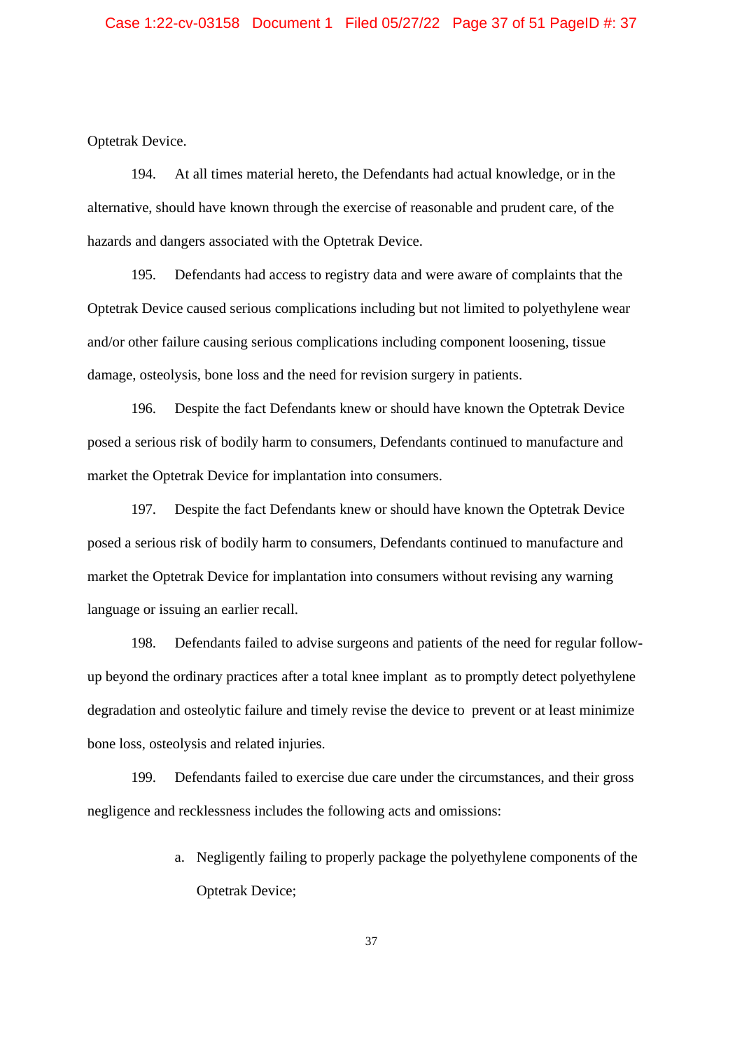Optetrak Device.

194. At all times material hereto, the Defendants had actual knowledge, or in the alternative, should have known through the exercise of reasonable and prudent care, of the hazards and dangers associated with the Optetrak Device.

195. Defendants had access to registry data and were aware of complaints that the Optetrak Device caused serious complications including but not limited to polyethylene wear and/or other failure causing serious complications including component loosening, tissue damage, osteolysis, bone loss and the need for revision surgery in patients.

196. Despite the fact Defendants knew or should have known the Optetrak Device posed a serious risk of bodily harm to consumers, Defendants continued to manufacture and market the Optetrak Device for implantation into consumers.

197. Despite the fact Defendants knew or should have known the Optetrak Device posed a serious risk of bodily harm to consumers, Defendants continued to manufacture and market the Optetrak Device for implantation into consumers without revising any warning language or issuing an earlier recall.

198. Defendants failed to advise surgeons and patients of the need for regular follow-up beyond the ordinary practices after a total knee implant as to promptly detect polyethylene degradation and osteolytic failure and timely revise the device to prevent or at least minimize bone loss, osteolysis and related injuries.

199. Defendants failed to exercise due care under the circumstances, and their gross negligence and recklessness includes the following acts and omissions:

a. Negligently failing to properly package the polyethylene components of the Optetrak Device;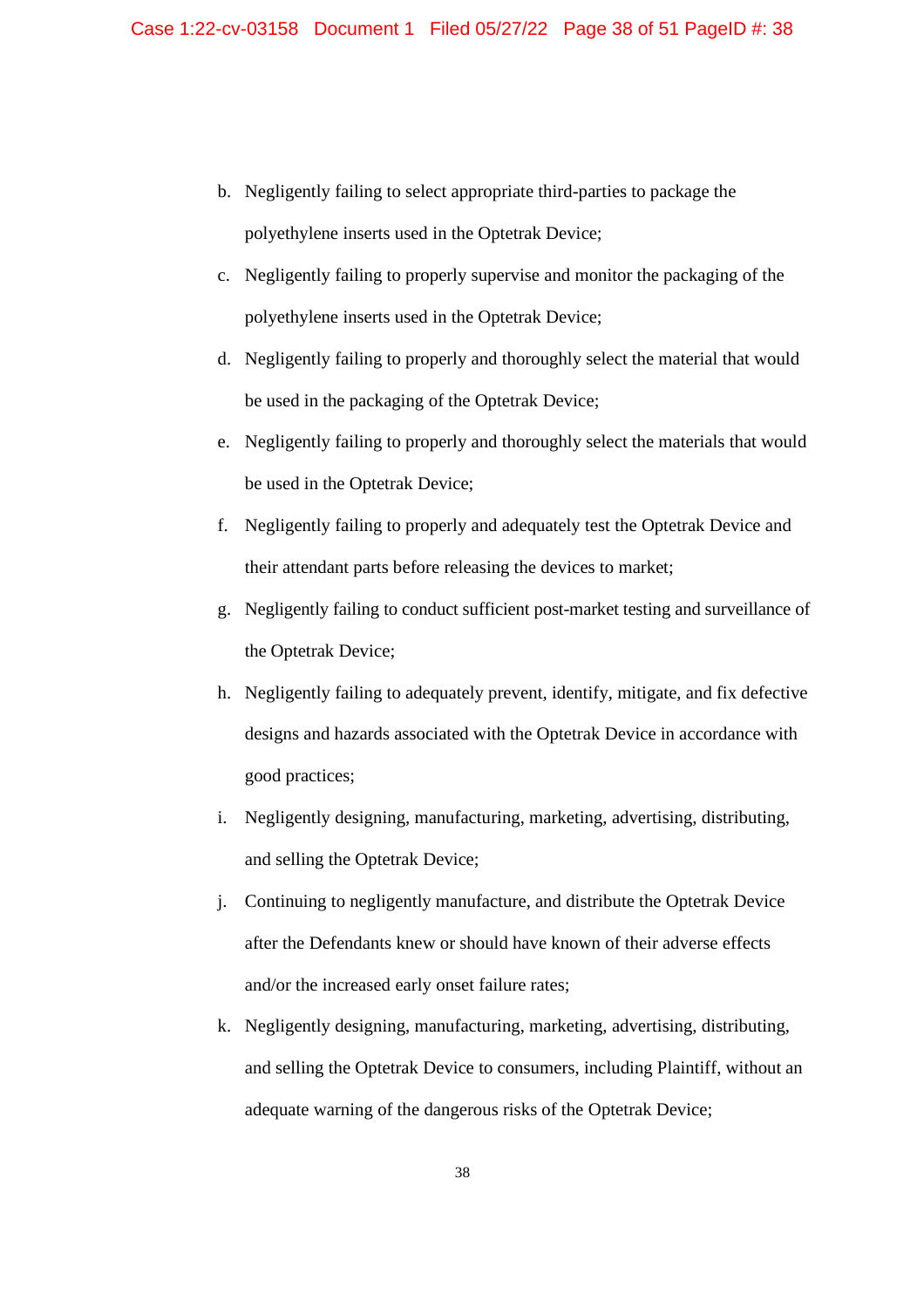b. Negligently failing to select appropriate third-parties to package the polyethylene inserts used in the Optetrak Device;

c. Negligently failing to properly supervise and monitor the packaging of the polyethylene inserts used in the Optetrak Device;

d. Negligently failing to properly and thoroughly select the material that would be used in the packaging of the Optetrak Device;

e. Negligently failing to properly and thoroughly select the materials that would be used in the Optetrak Device;

f. Negligently failing to properly and adequately test the Optetrak Device and their attendant parts before releasing the devices to market;

g. Negligently failing to conduct sufficient post-market testing and surveillance of the Optetrak Device;

h. Negligently failing to adequately prevent, identify, mitigate, and fix defective designs and hazards associated with the Optetrak Device in accordance with good practices;

i. Negligently designing, manufacturing, marketing, advertising, distributing, and selling the Optetrak Device;

j. Continuing to negligently manufacture, and distribute the Optetrak Device after the Defendants knew or should have known of their adverse effects and/or the increased early onset failure rates;

k. Negligently designing, manufacturing, marketing, advertising, distributing, and selling the Optetrak Device to consumers, including Plaintiff, without an adequate warning of the dangerous risks of the Optetrak Device;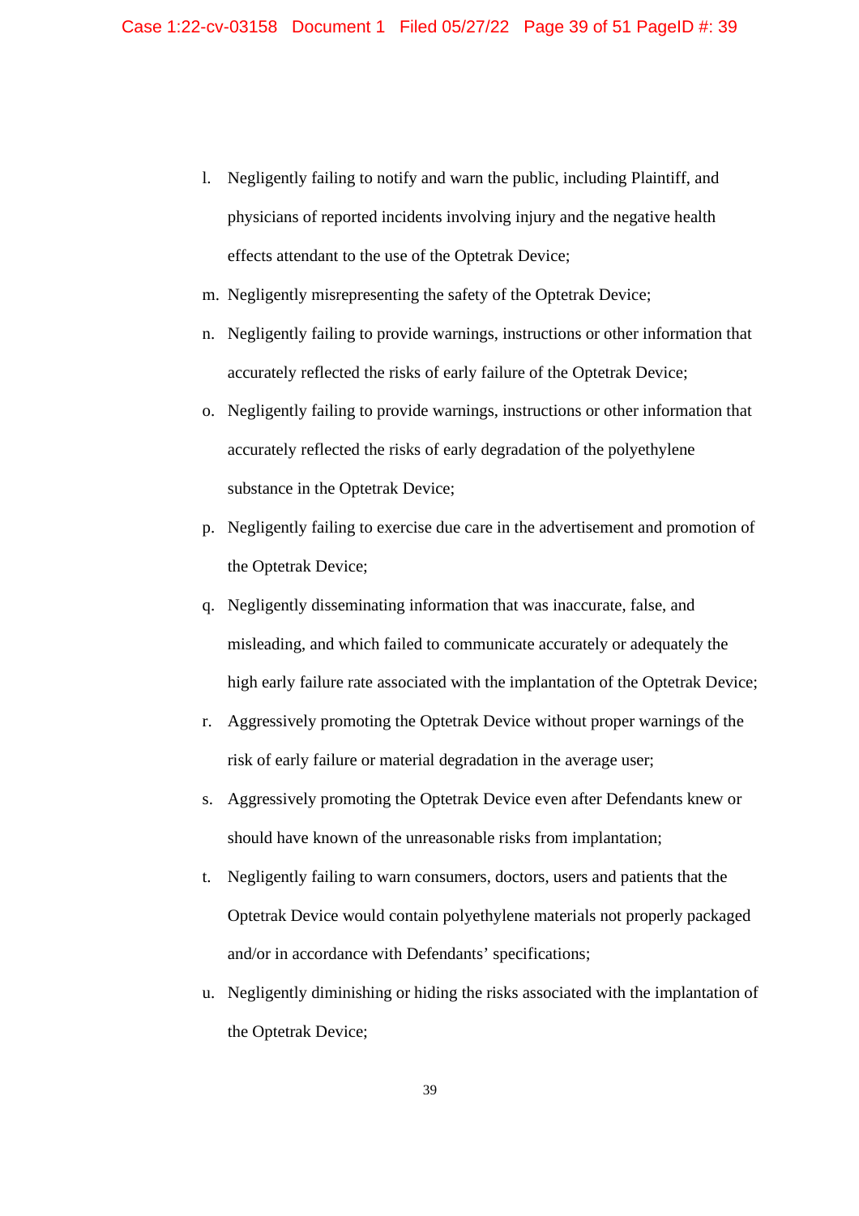l. Negligently failing to notify and warn the public, including Plaintiff, and physicians of reported incidents involving injury and the negative health effects attendant to the use of the Optetrak Device;

m. Negligently misrepresenting the safety of the Optetrak Device;

n. Negligently failing to provide warnings, instructions or other information that accurately reflected the risks of early failure of the Optetrak Device;

o. Negligently failing to provide warnings, instructions or other information that accurately reflected the risks of early degradation of the polyethylene substance in the Optetrak Device;

p. Negligently failing to exercise due care in the advertisement and promotion of the Optetrak Device;

q. Negligently disseminating information that was inaccurate, false, and misleading, and which failed to communicate accurately or adequately the high early failure rate associated with the implantation of the Optetrak Device;

r. Aggressively promoting the Optetrak Device without proper warnings of the risk of early failure or material degradation in the average user;

s. Aggressively promoting the Optetrak Device even after Defendants knew or should have known of the unreasonable risks from implantation;

t. Negligently failing to warn consumers, doctors, users and patients that the Optetrak Device would contain polyethylene materials not properly packaged and/or in accordance with Defendants' specifications;

u. Negligently diminishing or hiding the risks associated with the implantation of the Optetrak Device;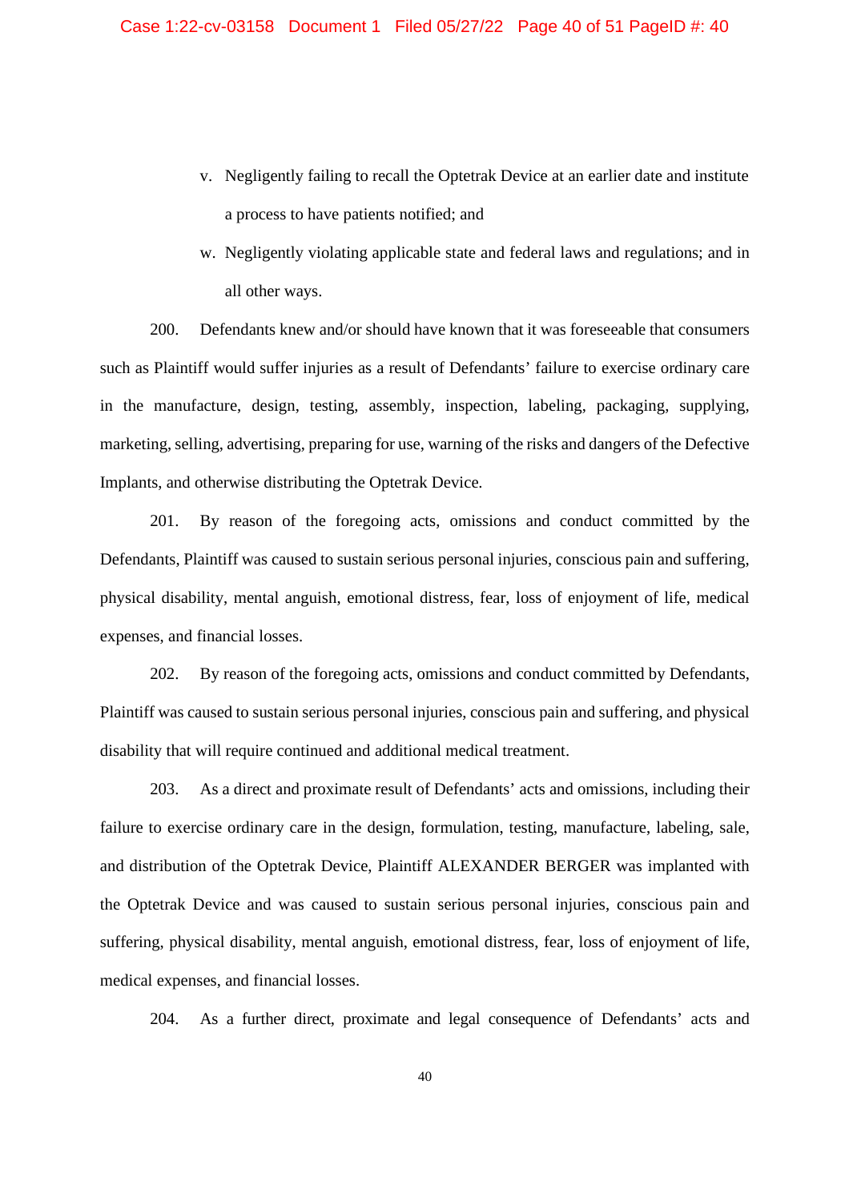v. Negligently failing to recall the Optetrak Device at an earlier date and institute a process to have patients notified; and

w. Negligently violating applicable state and federal laws and regulations; and in all other ways.

200. Defendants knew and/or should have known that it was foreseeable that consumers such as Plaintiff would suffer injuries as a result of Defendants' failure to exercise ordinary care in the manufacture, design, testing, assembly, inspection, labeling, packaging, supplying, marketing, selling, advertising, preparing for use, warning of the risks and dangers of the Defective Implants, and otherwise distributing the Optetrak Device.

201. By reason of the foregoing acts, omissions and conduct committed by the Defendants, Plaintiff was caused to sustain serious personal injuries, conscious pain and suffering, physical disability, mental anguish, emotional distress, fear, loss of enjoyment of life, medical expenses, and financial losses.

202. By reason of the foregoing acts, omissions and conduct committed by Defendants, Plaintiff was caused to sustain serious personal injuries, conscious pain and suffering, and physical disability that will require continued and additional medical treatment.

203. As a direct and proximate result of Defendants' acts and omissions, including their failure to exercise ordinary care in the design, formulation, testing, manufacture, labeling, sale, and distribution of the Optetrak Device, Plaintiff ALEXANDER BERGER was implanted with the Optetrak Device and was caused to sustain serious personal injuries, conscious pain and suffering, physical disability, mental anguish, emotional distress, fear, loss of enjoyment of life, medical expenses, and financial losses.

204. As a further direct, proximate and legal consequence of Defendants' acts and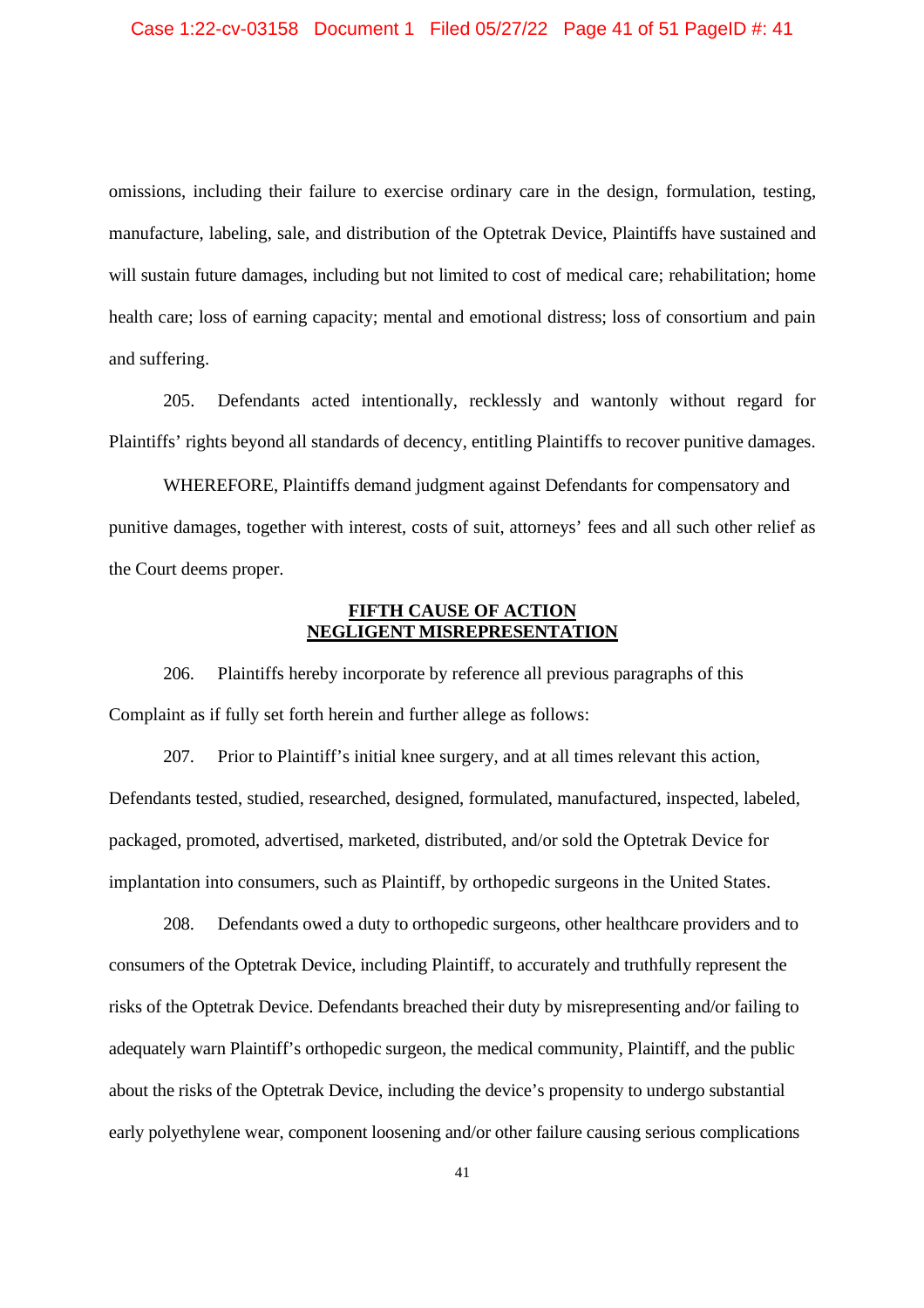omissions, including their failure to exercise ordinary care in the design, formulation, testing, manufacture, labeling, sale, and distribution of the Optetrak Device, Plaintiffs have sustained and will sustain future damages, including but not limited to cost of medical care; rehabilitation; home health care; loss of earning capacity; mental and emotional distress; loss of consortium and pain and suffering.

205. Defendants acted intentionally, recklessly and wantonly without regard for Plaintiffs' rights beyond all standards of decency, entitling Plaintiffs to recover punitive damages.

WHEREFORE, Plaintiffs demand judgment against Defendants for compensatory and punitive damages, together with interest, costs of suit, attorneys' fees and all such other relief as the Court deems proper.

## FIFTH CAUSE OF ACTION
## NEGLIGENT MISREPRESENTATION

206. Plaintiffs hereby incorporate by reference all previous paragraphs of this Complaint as if fully set forth herein and further allege as follows:

207. Prior to Plaintiff's initial knee surgery, and at all times relevant this action, Defendants tested, studied, researched, designed, formulated, manufactured, inspected, labeled, packaged, promoted, advertised, marketed, distributed, and/or sold the Optetrak Device for implantation into consumers, such as Plaintiff, by orthopedic surgeons in the United States.

208. Defendants owed a duty to orthopedic surgeons, other healthcare providers and to consumers of the Optetrak Device, including Plaintiff, to accurately and truthfully represent the risks of the Optetrak Device. Defendants breached their duty by misrepresenting and/or failing to adequately warn Plaintiff's orthopedic surgeon, the medical community, Plaintiff, and the public about the risks of the Optetrak Device, including the device's propensity to undergo substantial early polyethylene wear, component loosening and/or other failure causing serious complications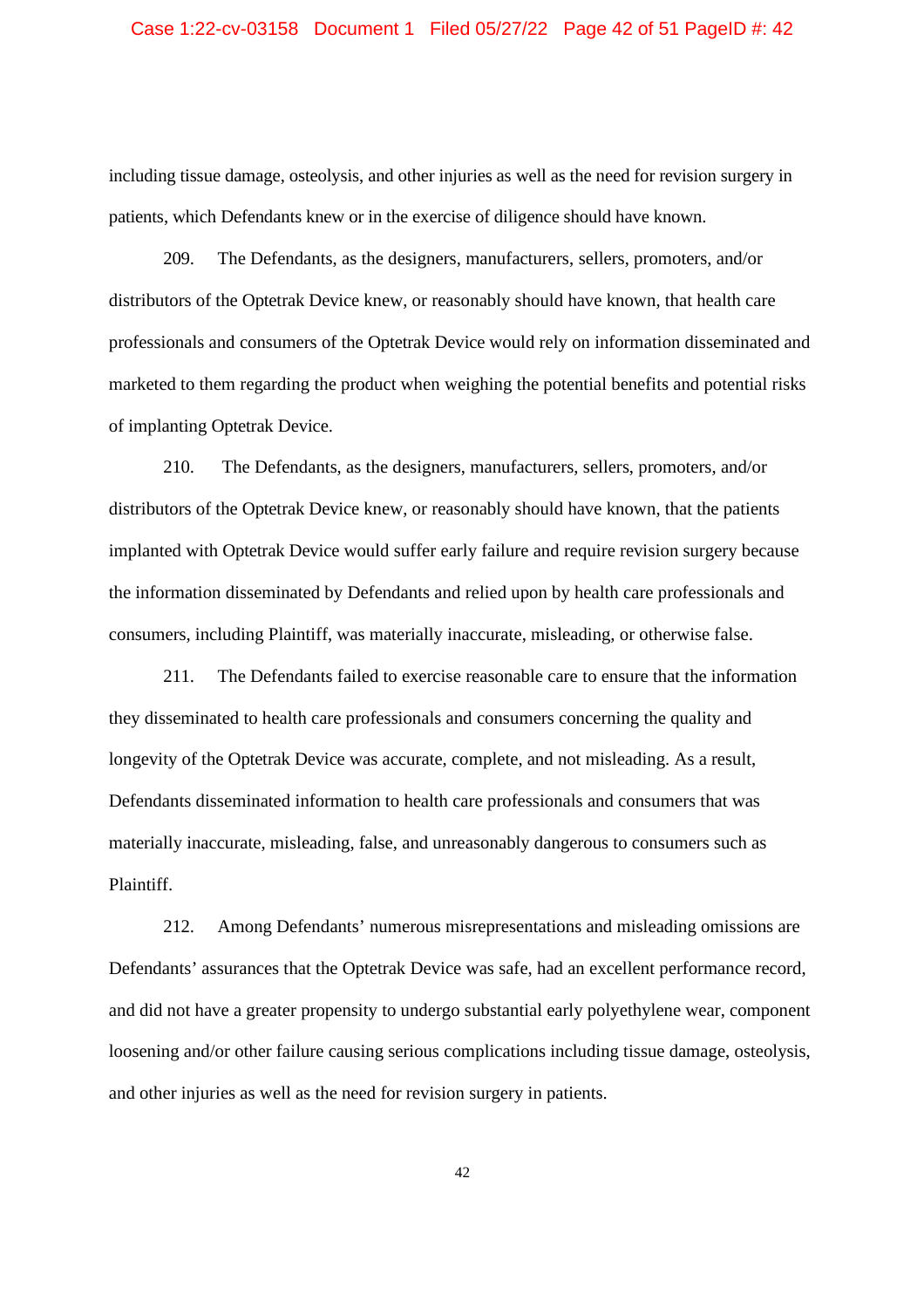including tissue damage, osteolysis, and other injuries as well as the need for revision surgery in patients, which Defendants knew or in the exercise of diligence should have known.

209. The Defendants, as the designers, manufacturers, sellers, promoters, and/or distributors of the Optetrak Device knew, or reasonably should have known, that health care professionals and consumers of the Optetrak Device would rely on information disseminated and marketed to them regarding the product when weighing the potential benefits and potential risks of implanting Optetrak Device.

210. The Defendants, as the designers, manufacturers, sellers, promoters, and/or distributors of the Optetrak Device knew, or reasonably should have known, that the patients implanted with Optetrak Device would suffer early failure and require revision surgery because the information disseminated by Defendants and relied upon by health care professionals and consumers, including Plaintiff, was materially inaccurate, misleading, or otherwise false.

211. The Defendants failed to exercise reasonable care to ensure that the information they disseminated to health care professionals and consumers concerning the quality and longevity of the Optetrak Device was accurate, complete, and not misleading. As a result, Defendants disseminated information to health care professionals and consumers that was materially inaccurate, misleading, false, and unreasonably dangerous to consumers such as Plaintiff.

212. Among Defendants' numerous misrepresentations and misleading omissions are Defendants' assurances that the Optetrak Device was safe, had an excellent performance record, and did not have a greater propensity to undergo substantial early polyethylene wear, component loosening and/or other failure causing serious complications including tissue damage, osteolysis, and other injuries as well as the need for revision surgery in patients.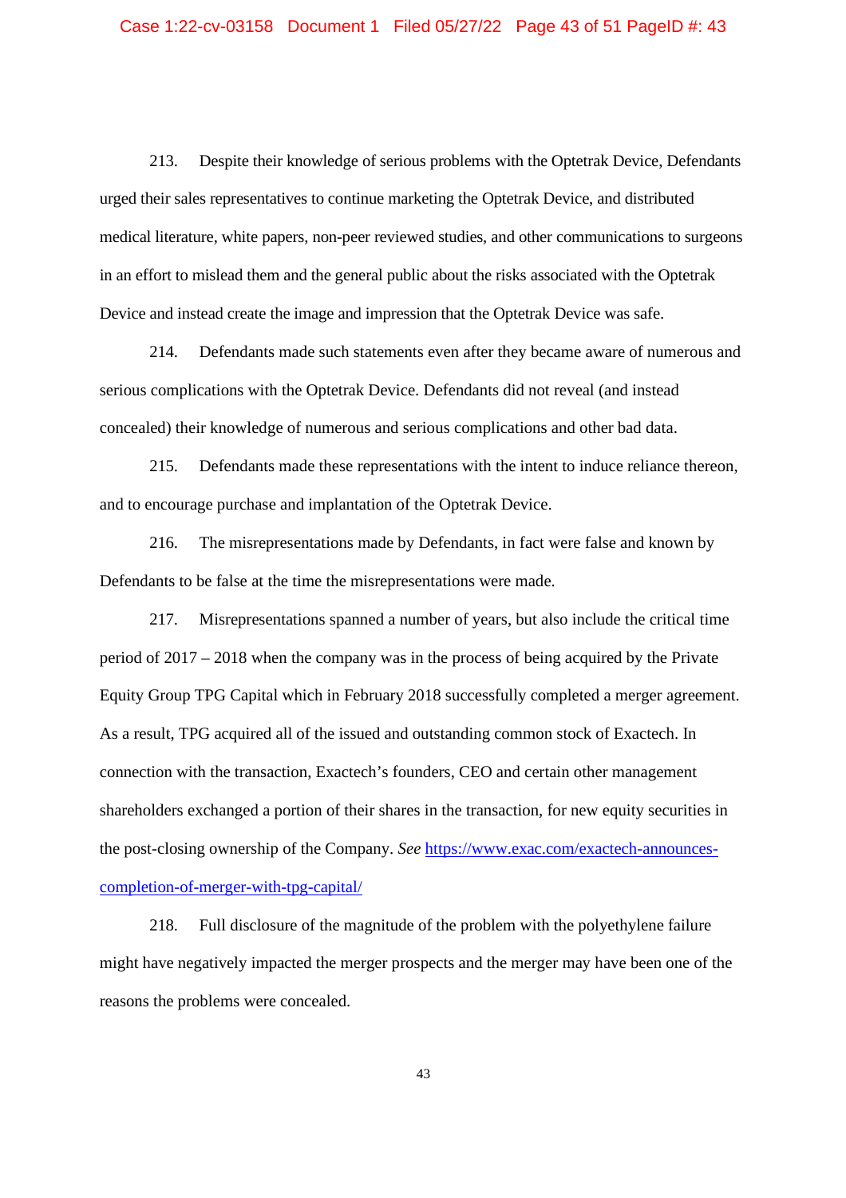213. Despite their knowledge of serious problems with the Optetrak Device, Defendants urged their sales representatives to continue marketing the Optetrak Device, and distributed medical literature, white papers, non-peer reviewed studies, and other communications to surgeons in an effort to mislead them and the general public about the risks associated with the Optetrak Device and instead create the image and impression that the Optetrak Device was safe.

214. Defendants made such statements even after they became aware of numerous and serious complications with the Optetrak Device. Defendants did not reveal (and instead concealed) their knowledge of numerous and serious complications and other bad data.

215. Defendants made these representations with the intent to induce reliance thereon, and to encourage purchase and implantation of the Optetrak Device.

216. The misrepresentations made by Defendants, in fact were false and known by Defendants to be false at the time the misrepresentations were made.

217. Misrepresentations spanned a number of years, but also include the critical time period of 2017 – 2018 when the company was in the process of being acquired by the Private Equity Group TPG Capital which in February 2018 successfully completed a merger agreement. As a result, TPG acquired all of the issued and outstanding common stock of Exactech. In connection with the transaction, Exactech's founders, CEO and certain other management shareholders exchanged a portion of their shares in the transaction, for new equity securities in the post-closing ownership of the Company. *See* [https://www.exac.com/exactech-announces-completion-of-merger-with-tpg-capital/](https://www.exac.com/exactech-announces-completion-of-merger-with-tpg-capital/)

218. Full disclosure of the magnitude of the problem with the polyethylene failure might have negatively impacted the merger prospects and the merger may have been one of the reasons the problems were concealed.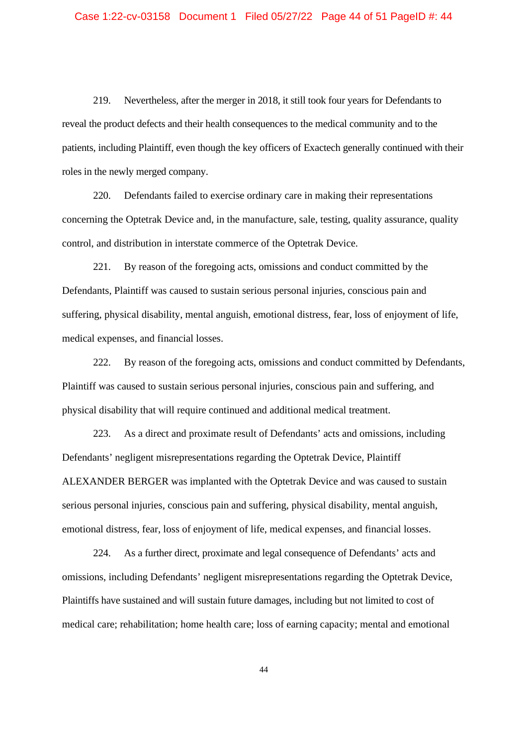219. Nevertheless, after the merger in 2018, it still took four years for Defendants to reveal the product defects and their health consequences to the medical community and to the patients, including Plaintiff, even though the key officers of Exactech generally continued with their roles in the newly merged company.

220. Defendants failed to exercise ordinary care in making their representations concerning the Optetrak Device and, in the manufacture, sale, testing, quality assurance, quality control, and distribution in interstate commerce of the Optetrak Device.

221. By reason of the foregoing acts, omissions and conduct committed by the Defendants, Plaintiff was caused to sustain serious personal injuries, conscious pain and suffering, physical disability, mental anguish, emotional distress, fear, loss of enjoyment of life, medical expenses, and financial losses.

222. By reason of the foregoing acts, omissions and conduct committed by Defendants, Plaintiff was caused to sustain serious personal injuries, conscious pain and suffering, and physical disability that will require continued and additional medical treatment.

223. As a direct and proximate result of Defendants' acts and omissions, including Defendants' negligent misrepresentations regarding the Optetrak Device, Plaintiff ALEXANDER BERGER was implanted with the Optetrak Device and was caused to sustain serious personal injuries, conscious pain and suffering, physical disability, mental anguish, emotional distress, fear, loss of enjoyment of life, medical expenses, and financial losses.

224. As a further direct, proximate and legal consequence of Defendants' acts and omissions, including Defendants' negligent misrepresentations regarding the Optetrak Device, Plaintiffs have sustained and will sustain future damages, including but not limited to cost of medical care; rehabilitation; home health care; loss of earning capacity; mental and emotional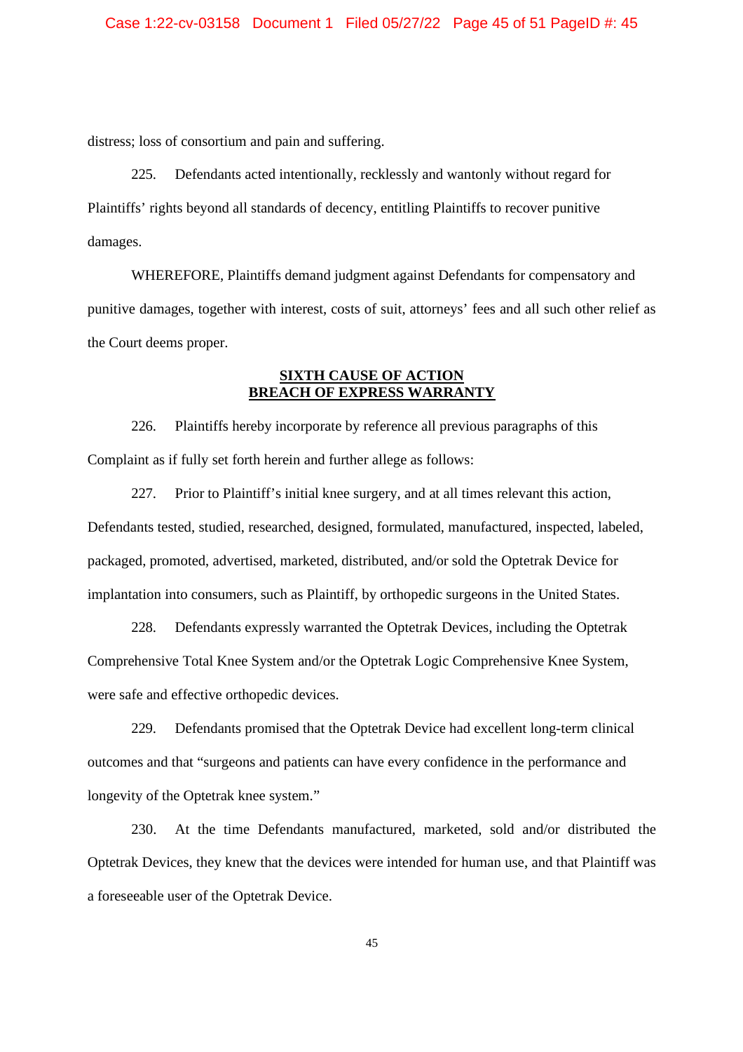distress; loss of consortium and pain and suffering.

225. Defendants acted intentionally, recklessly and wantonly without regard for Plaintiffs' rights beyond all standards of decency, entitling Plaintiffs to recover punitive damages.

WHEREFORE, Plaintiffs demand judgment against Defendants for compensatory and punitive damages, together with interest, costs of suit, attorneys' fees and all such other relief as the Court deems proper.

## SIXTH CAUSE OF ACTION
## BREACH OF EXPRESS WARRANTY

226. Plaintiffs hereby incorporate by reference all previous paragraphs of this Complaint as if fully set forth herein and further allege as follows:

227. Prior to Plaintiff's initial knee surgery, and at all times relevant this action, Defendants tested, studied, researched, designed, formulated, manufactured, inspected, labeled, packaged, promoted, advertised, marketed, distributed, and/or sold the Optetrak Device for implantation into consumers, such as Plaintiff, by orthopedic surgeons in the United States.

228. Defendants expressly warranted the Optetrak Devices, including the Optetrak Comprehensive Total Knee System and/or the Optetrak Logic Comprehensive Knee System, were safe and effective orthopedic devices.

229. Defendants promised that the Optetrak Device had excellent long-term clinical outcomes and that "surgeons and patients can have every confidence in the performance and longevity of the Optetrak knee system."

230. At the time Defendants manufactured, marketed, sold and/or distributed the Optetrak Devices, they knew that the devices were intended for human use, and that Plaintiff was a foreseeable user of the Optetrak Device.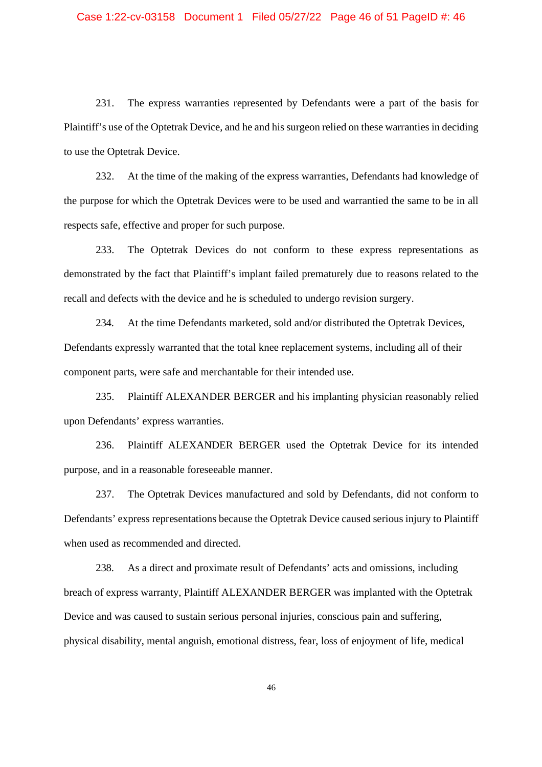231. The express warranties represented by Defendants were a part of the basis for Plaintiff's use of the Optetrak Device, and he and his surgeon relied on these warranties in deciding to use the Optetrak Device.

232. At the time of the making of the express warranties, Defendants had knowledge of the purpose for which the Optetrak Devices were to be used and warrantied the same to be in all respects safe, effective and proper for such purpose.

233. The Optetrak Devices do not conform to these express representations as demonstrated by the fact that Plaintiff's implant failed prematurely due to reasons related to the recall and defects with the device and he is scheduled to undergo revision surgery.

234. At the time Defendants marketed, sold and/or distributed the Optetrak Devices, Defendants expressly warranted that the total knee replacement systems, including all of their component parts, were safe and merchantable for their intended use.

235. Plaintiff ALEXANDER BERGER and his implanting physician reasonably relied upon Defendants' express warranties.

236. Plaintiff ALEXANDER BERGER used the Optetrak Device for its intended purpose, and in a reasonable foreseeable manner.

237. The Optetrak Devices manufactured and sold by Defendants, did not conform to Defendants' express representations because the Optetrak Device caused serious injury to Plaintiff when used as recommended and directed.

238. As a direct and proximate result of Defendants' acts and omissions, including breach of express warranty, Plaintiff ALEXANDER BERGER was implanted with the Optetrak Device and was caused to sustain serious personal injuries, conscious pain and suffering, physical disability, mental anguish, emotional distress, fear, loss of enjoyment of life, medical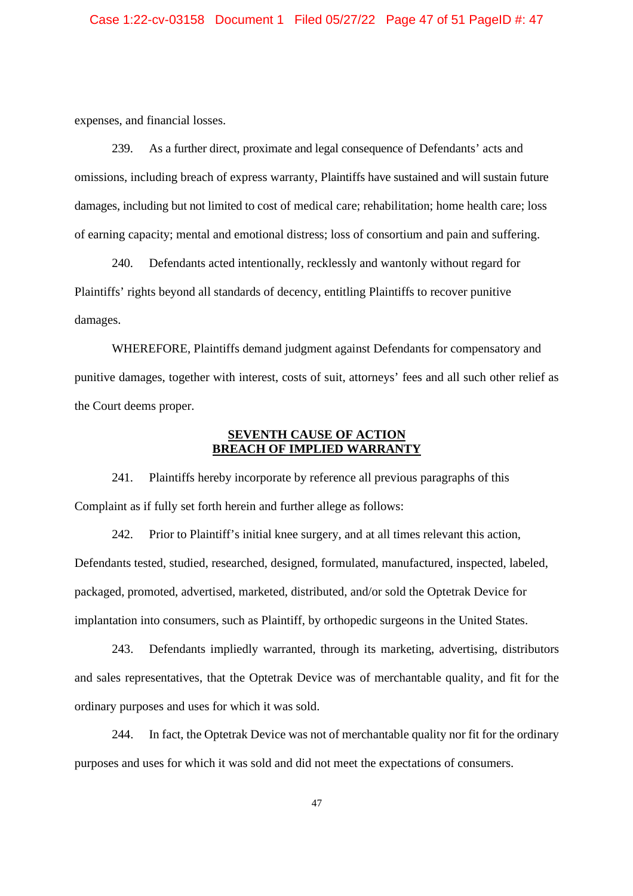expenses, and financial losses.

239. As a further direct, proximate and legal consequence of Defendants' acts and omissions, including breach of express warranty, Plaintiffs have sustained and will sustain future damages, including but not limited to cost of medical care; rehabilitation; home health care; loss of earning capacity; mental and emotional distress; loss of consortium and pain and suffering.

240. Defendants acted intentionally, recklessly and wantonly without regard for Plaintiffs' rights beyond all standards of decency, entitling Plaintiffs to recover punitive damages.

WHEREFORE, Plaintiffs demand judgment against Defendants for compensatory and punitive damages, together with interest, costs of suit, attorneys' fees and all such other relief as the Court deems proper.

## SEVENTH CAUSE OF ACTION
## BREACH OF IMPLIED WARRANTY

241. Plaintiffs hereby incorporate by reference all previous paragraphs of this Complaint as if fully set forth herein and further allege as follows:

242. Prior to Plaintiff's initial knee surgery, and at all times relevant this action, Defendants tested, studied, researched, designed, formulated, manufactured, inspected, labeled, packaged, promoted, advertised, marketed, distributed, and/or sold the Optetrak Device for implantation into consumers, such as Plaintiff, by orthopedic surgeons in the United States.

243. Defendants impliedly warranted, through its marketing, advertising, distributors and sales representatives, that the Optetrak Device was of merchantable quality, and fit for the ordinary purposes and uses for which it was sold.

244. In fact, the Optetrak Device was not of merchantable quality nor fit for the ordinary purposes and uses for which it was sold and did not meet the expectations of consumers.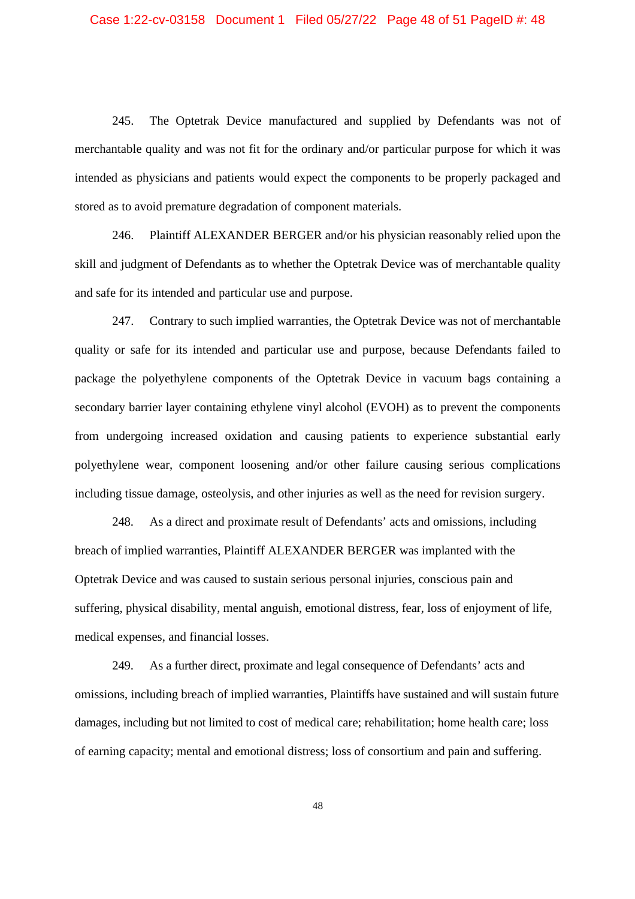245. The Optetrak Device manufactured and supplied by Defendants was not of merchantable quality and was not fit for the ordinary and/or particular purpose for which it was intended as physicians and patients would expect the components to be properly packaged and stored as to avoid premature degradation of component materials.

246. Plaintiff ALEXANDER BERGER and/or his physician reasonably relied upon the skill and judgment of Defendants as to whether the Optetrak Device was of merchantable quality and safe for its intended and particular use and purpose.

247. Contrary to such implied warranties, the Optetrak Device was not of merchantable quality or safe for its intended and particular use and purpose, because Defendants failed to package the polyethylene components of the Optetrak Device in vacuum bags containing a secondary barrier layer containing ethylene vinyl alcohol (EVOH) as to prevent the components from undergoing increased oxidation and causing patients to experience substantial early polyethylene wear, component loosening and/or other failure causing serious complications including tissue damage, osteolysis, and other injuries as well as the need for revision surgery.

248. As a direct and proximate result of Defendants' acts and omissions, including breach of implied warranties, Plaintiff ALEXANDER BERGER was implanted with the Optetrak Device and was caused to sustain serious personal injuries, conscious pain and suffering, physical disability, mental anguish, emotional distress, fear, loss of enjoyment of life, medical expenses, and financial losses.

249. As a further direct, proximate and legal consequence of Defendants' acts and omissions, including breach of implied warranties, Plaintiffs have sustained and will sustain future damages, including but not limited to cost of medical care; rehabilitation; home health care; loss of earning capacity; mental and emotional distress; loss of consortium and pain and suffering.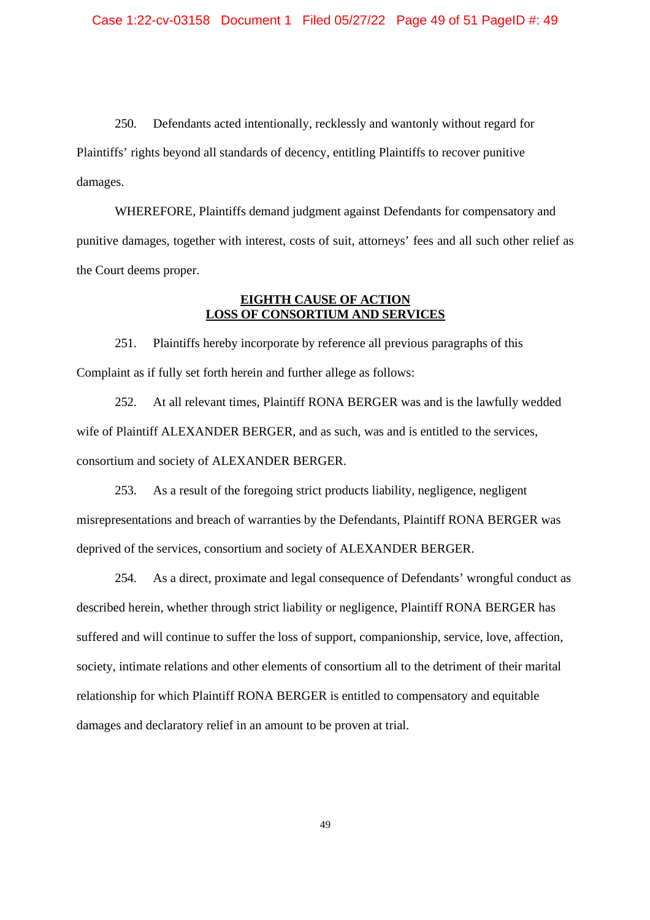250. Defendants acted intentionally, recklessly and wantonly without regard for Plaintiffs' rights beyond all standards of decency, entitling Plaintiffs to recover punitive damages.

WHEREFORE, Plaintiffs demand judgment against Defendants for compensatory and punitive damages, together with interest, costs of suit, attorneys' fees and all such other relief as the Court deems proper.

## EIGHTH CAUSE OF ACTION
## LOSS OF CONSORTIUM AND SERVICES

251. Plaintiffs hereby incorporate by reference all previous paragraphs of this Complaint as if fully set forth herein and further allege as follows:

252. At all relevant times, Plaintiff RONA BERGER was and is the lawfully wedded wife of Plaintiff ALEXANDER BERGER, and as such, was and is entitled to the services, consortium and society of ALEXANDER BERGER.

253. As a result of the foregoing strict products liability, negligence, negligent misrepresentations and breach of warranties by the Defendants, Plaintiff RONA BERGER was deprived of the services, consortium and society of ALEXANDER BERGER.

254. As a direct, proximate and legal consequence of Defendants' wrongful conduct as described herein, whether through strict liability or negligence, Plaintiff RONA BERGER has suffered and will continue to suffer the loss of support, companionship, service, love, affection, society, intimate relations and other elements of consortium all to the detriment of their marital relationship for which Plaintiff RONA BERGER is entitled to compensatory and equitable damages and declaratory relief in an amount to be proven at trial.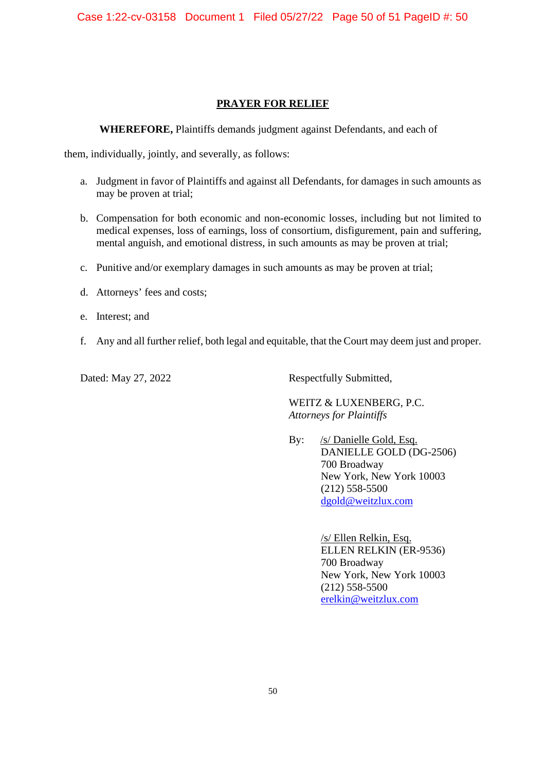## PRAYER FOR RELIEF

**WHEREFORE,** Plaintiffs demands judgment against Defendants, and each of them, individually, jointly, and severally, as follows:

a. Judgment in favor of Plaintiffs and against all Defendants, for damages in such amounts as may be proven at trial;

b. Compensation for both economic and non-economic losses, including but not limited to medical expenses, loss of earnings, loss of consortium, disfigurement, pain and suffering, mental anguish, and emotional distress, in such amounts as may be proven at trial;

c. Punitive and/or exemplary damages in such amounts as may be proven at trial;

d. Attorneys' fees and costs;

e. Interest; and

f. Any and all further relief, both legal and equitable, that the Court may deem just and proper.

Dated: May 27, 2022

Respectfully Submitted,

WEITZ & LUXENBERG, P.C.
*Attorneys for Plaintiffs*

By: /s/ Danielle Gold, Esq.
DANIELLE GOLD (DG-2506)
700 Broadway
New York, New York 10003
(212) 558-5500
dgold@weitzlux.com

/s/ Ellen Relkin, Esq.
ELLEN RELKIN (ER-9536)
700 Broadway
New York, New York 10003
(212) 558-5500
erelkin@weitzlux.com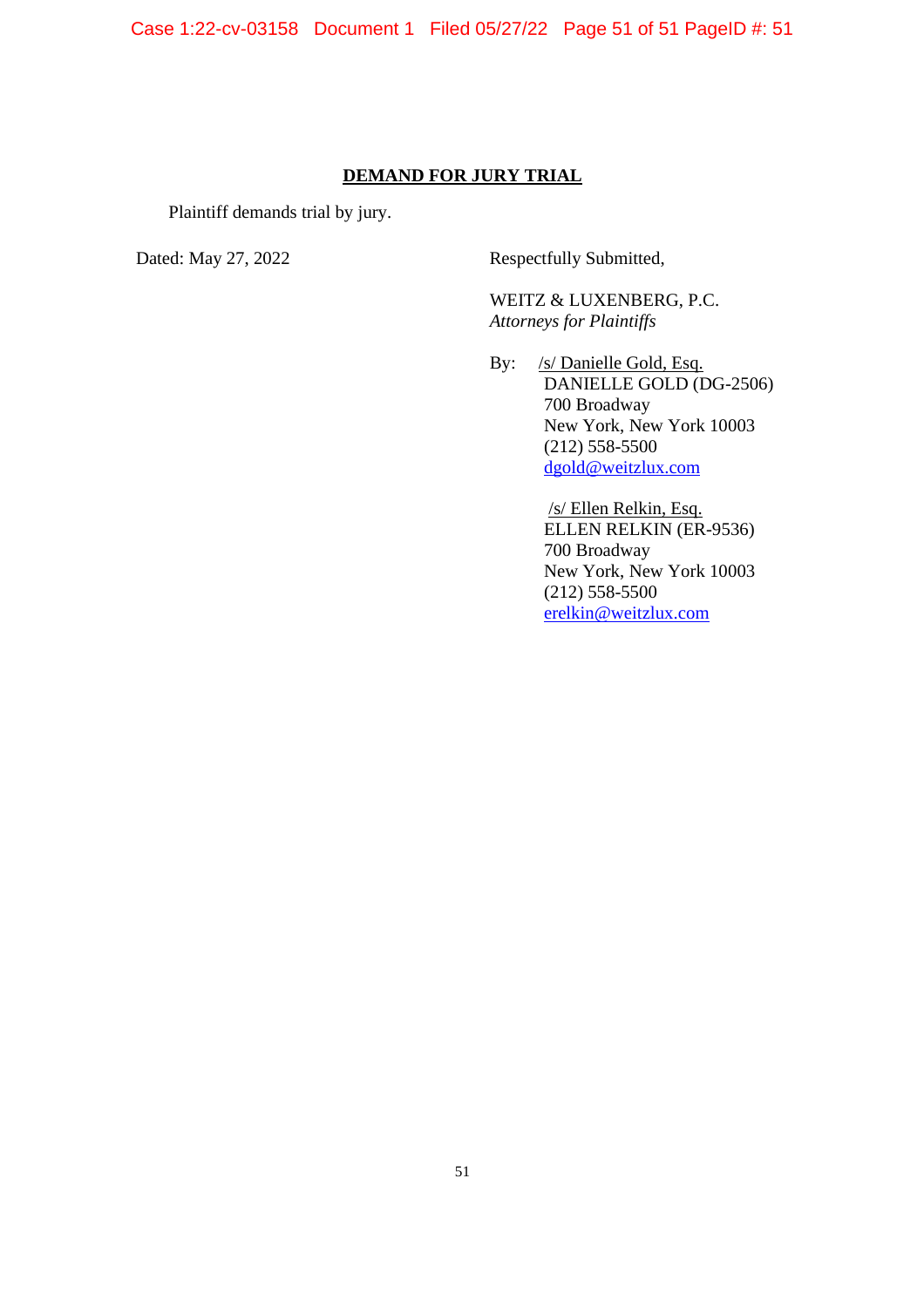## DEMAND FOR JURY TRIAL

Plaintiff demands trial by jury.

Dated: May 27, 2022

Respectfully Submitted,

WEITZ & LUXENBERG, P.C.
*Attorneys for Plaintiffs*

By: /s/ Danielle Gold, Esq.
DANIELLE GOLD (DG-2506)
700 Broadway
New York, New York 10003
(212) 558-5500
dgold@weitzlux.com

/s/ Ellen Relkin, Esq.
ELLEN RELKIN (ER-9536)
700 Broadway
New York, New York 10003
(212) 558-5500
erelkin@weitzlux.com